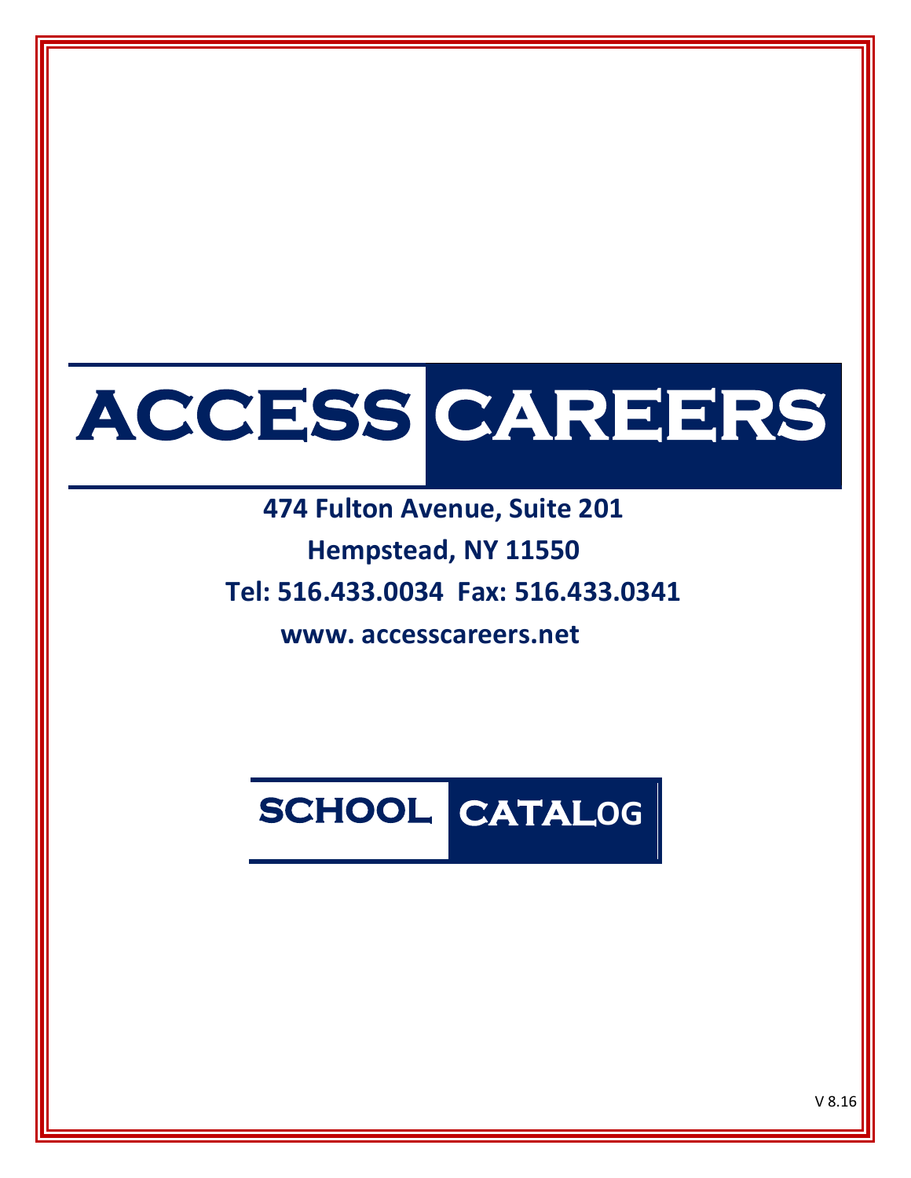# ACCESS CAREERS

**474 Fulton Avenue, Suite 201**

**Hempstead, NY 11550**

**Tel: 516.433.0034 Fax: 516.433.0341**

**www. accesscareers.net**

## SCHOOL CATALOG

V 8.16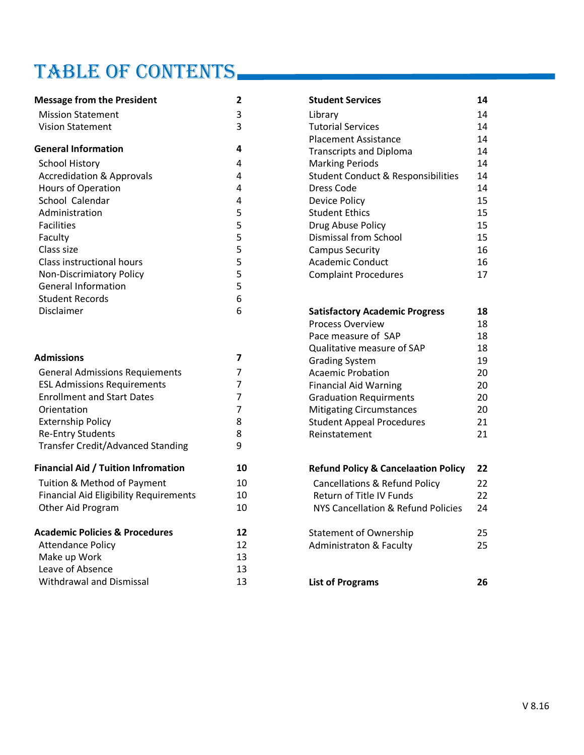# TABLE OF CONTENTS

| | |
|---|---|
| **Message from the President** | **2** |
| Mission Statement | 3 |
| Vision Statement | 3 |
| **General Information** | **4** |
| School History | 4 |
| Accredidation & Approvals | 4 |
| Hours of Operation | 4 |
| School  Calendar | 4 |
| Administration | 5 |
| Facilities | 5 |
| Faculty | 5 |
| Class size | 5 |
| Class instructional hours | 5 |
| Non-Discrimiatory Policy | 5 |
| General Information | 5 |
| Student Records | 6 |
| Disclaimer | 6 |
| **Admissions** | **7** |
| General Admissions Requiements | 7 |
| ESL Admissions Requirements | 7 |
| Enrollment and Start Dates | 7 |
| Orientation | 7 |
| Externship Policy | 8 |
| Re-Entry Students | 8 |
| Transfer Credit/Advanced Standing | 9 |
| **Financial Aid / Tuition Infromation** | **10** |
| Tuition & Method of Payment | 10 |
| Financial Aid Eligibility Requirements | 10 |
| Other Aid Program | 10 |
| **Academic Policies & Procedures** | **12** |
| Attendance Policy | 12 |
| Make up Work | 13 |
| Leave of Absence | 13 |
| Withdrawal and Dismissal | 13 |
| **Student Services** | **14** |
| Library | 14 |
| Tutorial Services | 14 |
| Placement Assistance | 14 |
| Transcripts and Diploma | 14 |
| Marking Periods | 14 |
| Student Conduct & Responsibilities | 14 |
| Dress Code | 14 |
| Device Policy | 15 |
| Student Ethics | 15 |
| Drug Abuse Policy | 15 |
| Dismissal from School | 15 |
| Campus Security | 16 |
| Academic Conduct | 16 |
| Complaint Procedures | 17 |
| **Satisfactory Academic Progress** | **18** |
| Process Overview | 18 |
| Pace measure of  SAP | 18 |
| Qualitative measure of SAP | 18 |
| Grading System | 19 |
| Acaemic Probation | 20 |
| Financial Aid Warning | 20 |
| Graduation Requirments | 20 |
| Mitigating Circumstances | 20 |
| Student Appeal Procedures | 21 |
| Reinstatement | 21 |
| **Refund Policy & Cancelaation Policy** | **22** |
| Cancellations & Refund Policy | 22 |
| Return of Title IV Funds | 22 |
| NYS Cancellation & Refund Policies | 24 |
| Statement of Ownership | 25 |
| Administraton & Faculty | 25 |
| **List of Programs** | **26** |

V 8.16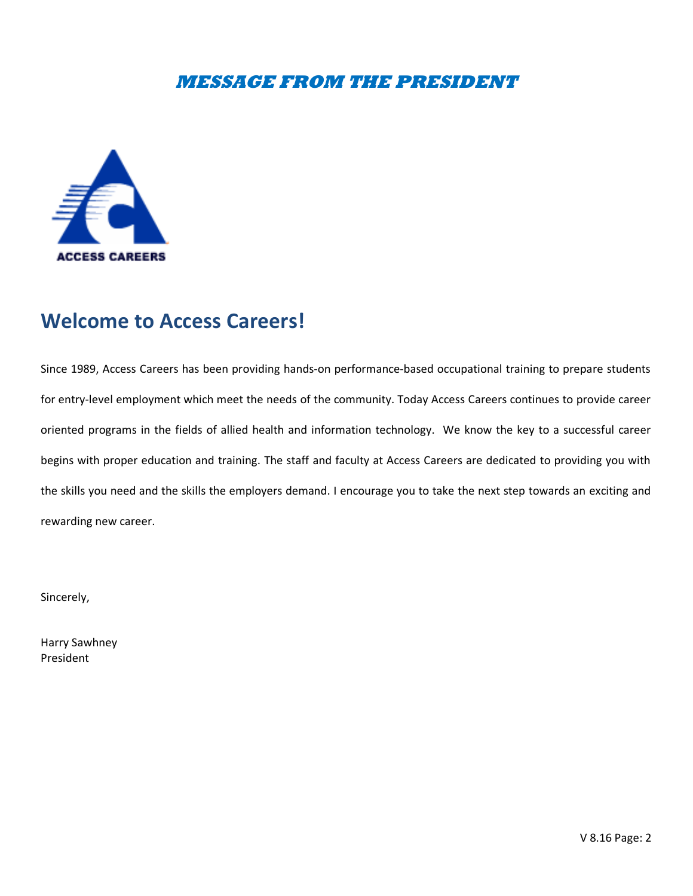# *MESSAGE FROM THE PRESIDENT*

ACCESS CAREERS

## Welcome to Access Careers!

Since 1989, Access Careers has been providing hands-on performance-based occupational training to prepare students for entry-level employment which meet the needs of the community. Today Access Careers continues to provide career oriented programs in the fields of allied health and information technology. We know the key to a successful career begins with proper education and training. The staff and faculty at Access Careers are dedicated to providing you with the skills you need and the skills the employers demand. I encourage you to take the next step towards an exciting and rewarding new career.

Sincerely,

Harry Sawhney
President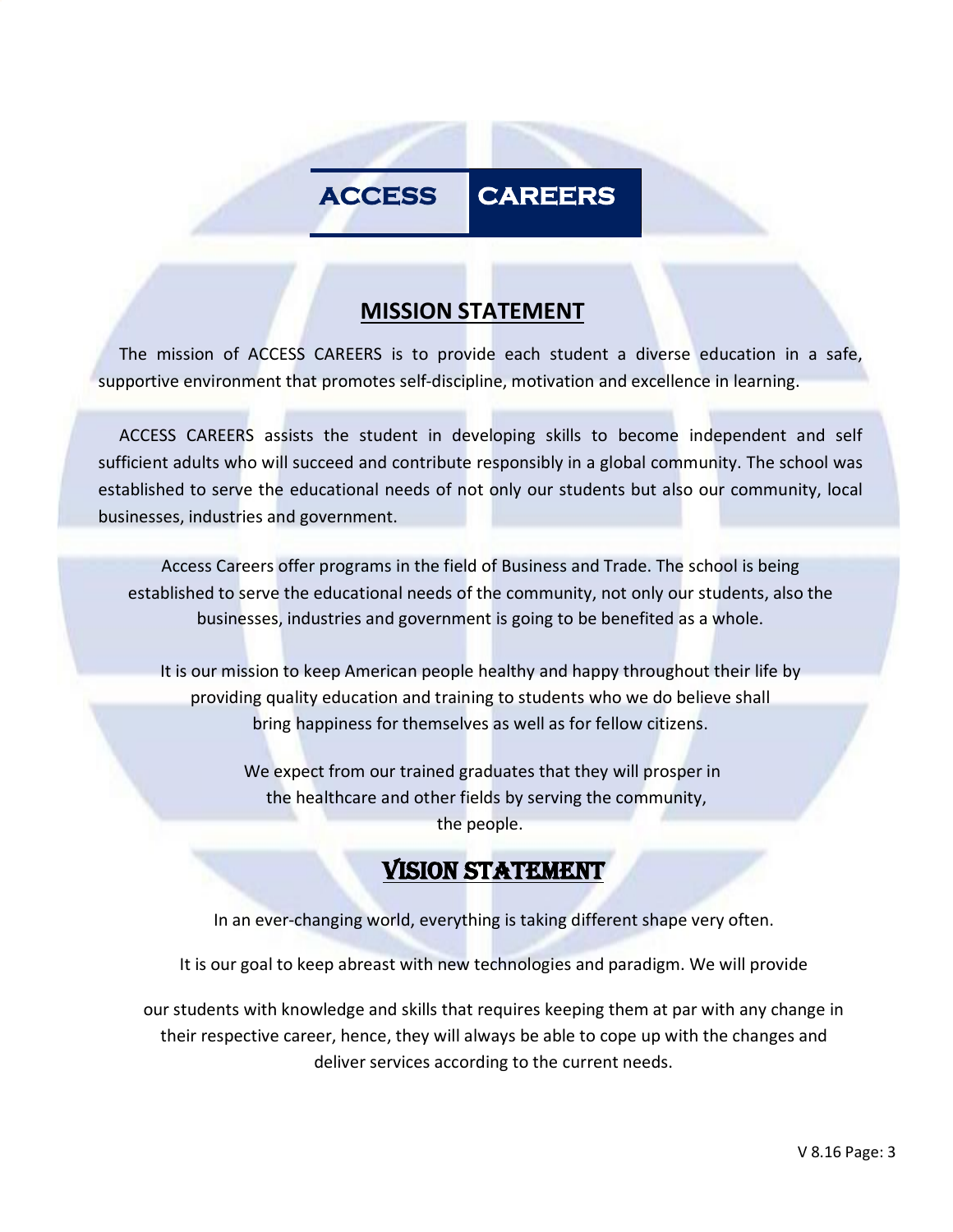# ACCESS CAREERS

## MISSION STATEMENT

The mission of ACCESS CAREERS is to provide each student a diverse education in a safe, supportive environment that promotes self-discipline, motivation and excellence in learning.

ACCESS CAREERS assists the student in developing skills to become independent and self sufficient adults who will succeed and contribute responsibly in a global community. The school was established to serve the educational needs of not only our students but also our community, local businesses, industries and government.

Access Careers offer programs in the field of Business and Trade. The school is being established to serve the educational needs of the community, not only our students, also the businesses, industries and government is going to be benefited as a whole.

It is our mission to keep American people healthy and happy throughout their life by providing quality education and training to students who we do believe shall bring happiness for themselves as well as for fellow citizens.

We expect from our trained graduates that they will prosper in the healthcare and other fields by serving the community, the people.

## VISION STATEMENT

In an ever-changing world, everything is taking different shape very often.

It is our goal to keep abreast with new technologies and paradigm. We will provide

our students with knowledge and skills that requires keeping them at par with any change in their respective career, hence, they will always be able to cope up with the changes and deliver services according to the current needs.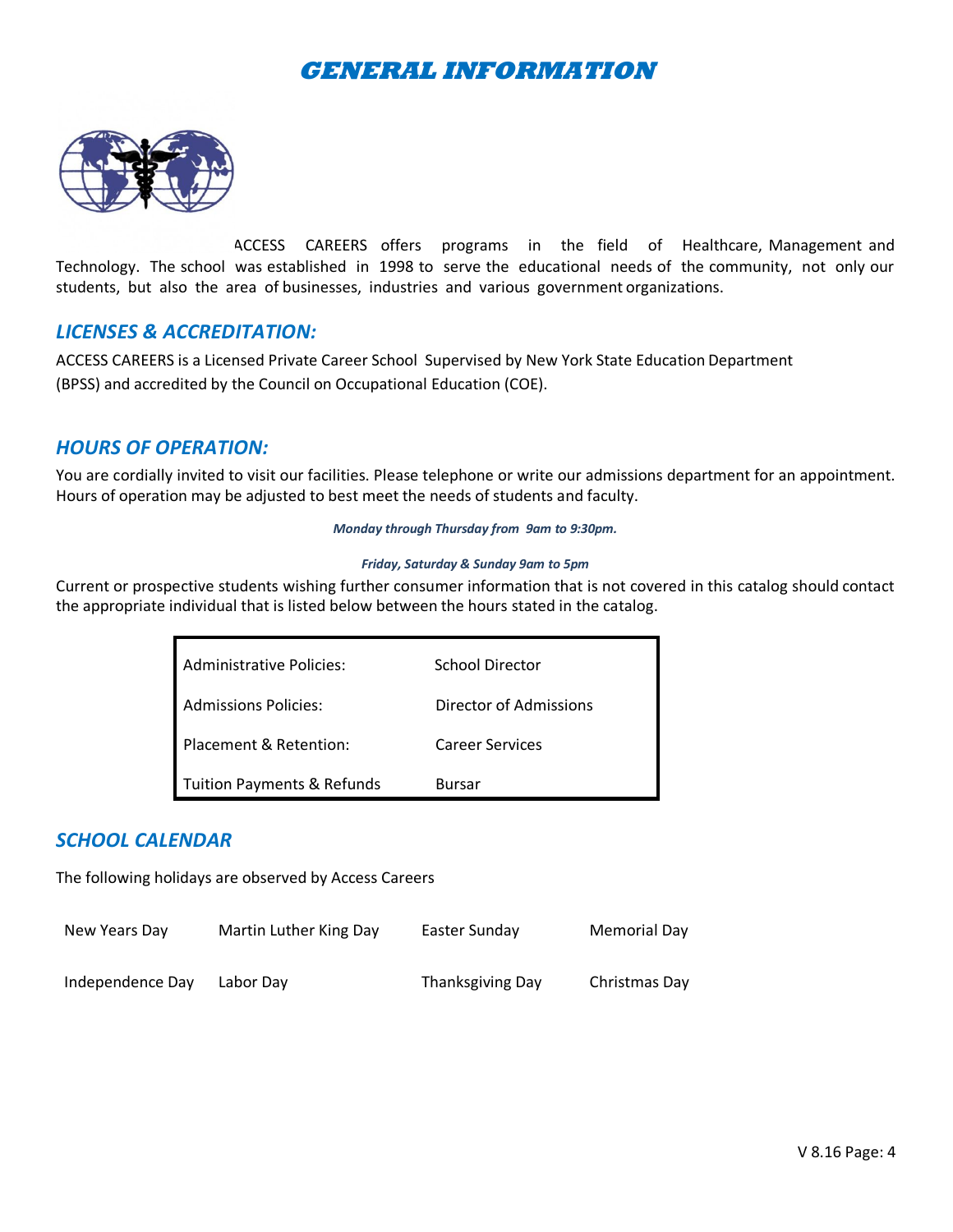# GENERAL INFORMATION

ACCESS CAREERS offers programs in the field of Healthcare, Management and Technology. The school was established in 1998 to serve the educational needs of the community, not only our students, but also the area of businesses, industries and various government organizations.

## LICENSES & ACCREDITATION:

ACCESS CAREERS is a Licensed Private Career School Supervised by New York State Education Department (BPSS) and accredited by the Council on Occupational Education (COE).

## HOURS OF OPERATION:

You are cordially invited to visit our facilities. Please telephone or write our admissions department for an appointment. Hours of operation may be adjusted to best meet the needs of students and faculty.

***Monday through Thursday from 9am to 9:30pm.***

***Friday, Saturday & Sunday 9am to 5pm***

Current or prospective students wishing further consumer information that is not covered in this catalog should contact the appropriate individual that is listed below between the hours stated in the catalog.

| | |
|---|---|
| Administrative Policies: | School Director |
| Admissions Policies: | Director of Admissions |
| Placement & Retention: | Career Services |
| Tuition Payments & Refunds | Bursar |

## SCHOOL CALENDAR

The following holidays are observed by Access Careers

| | | | |
|---|---|---|---|
| New Years Day | Martin Luther King Day | Easter Sunday | Memorial Day |
| Independence Day | Labor Day | Thanksgiving Day | Christmas Day |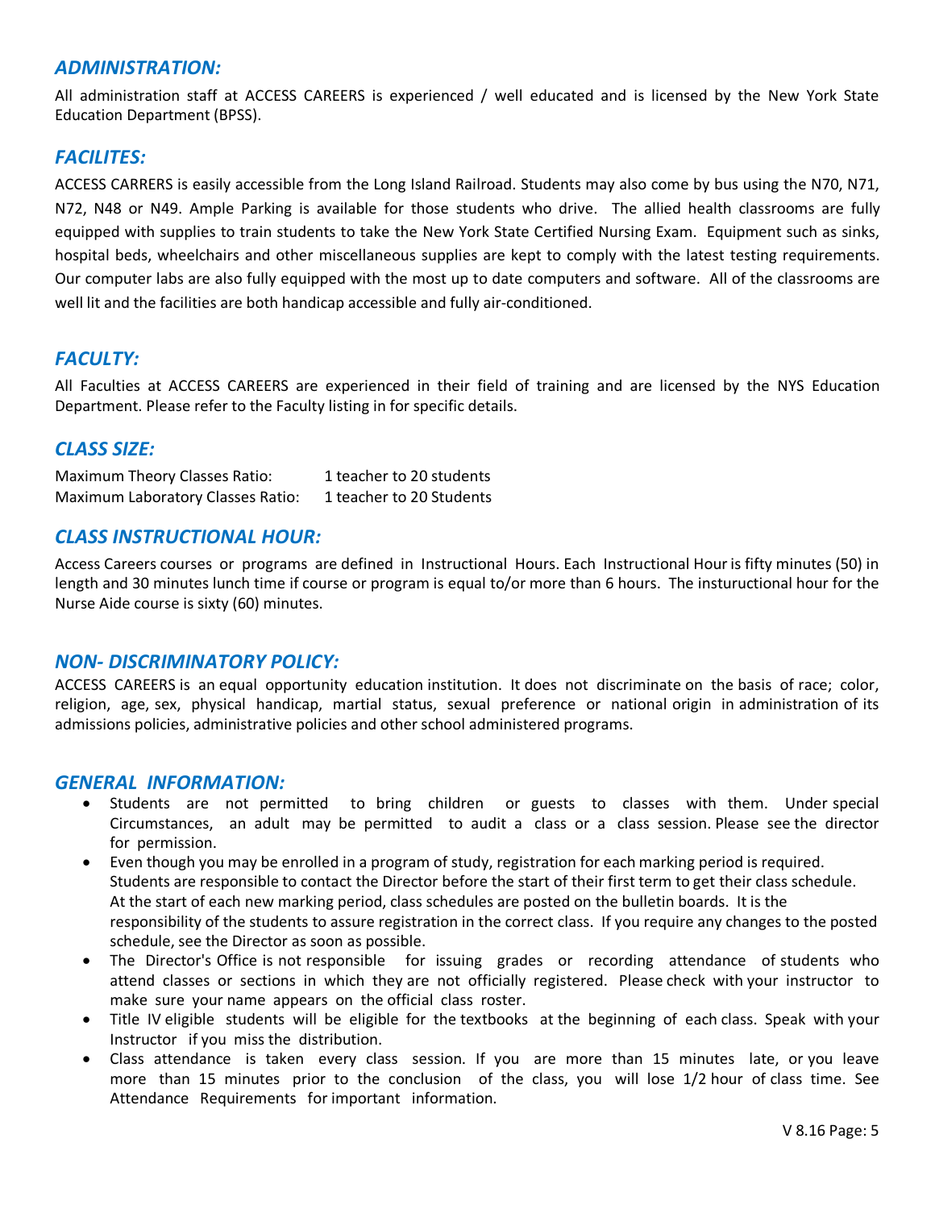## *ADMINISTRATION:*

All administration staff at ACCESS CAREERS is experienced / well educated and is licensed by the New York State Education Department (BPSS).

## *FACILITES:*

ACCESS CARRERS is easily accessible from the Long Island Railroad. Students may also come by bus using the N70, N71, N72, N48 or N49. Ample Parking is available for those students who drive. The allied health classrooms are fully equipped with supplies to train students to take the New York State Certified Nursing Exam. Equipment such as sinks, hospital beds, wheelchairs and other miscellaneous supplies are kept to comply with the latest testing requirements. Our computer labs are also fully equipped with the most up to date computers and software. All of the classrooms are well lit and the facilities are both handicap accessible and fully air-conditioned.

## *FACULTY:*

All Faculties at ACCESS CAREERS are experienced in their field of training and are licensed by the NYS Education Department. Please refer to the Faculty listing in for specific details.

## *CLASS SIZE:*

| | |
|---|---|
| Maximum Theory Classes Ratio: | 1 teacher to 20 students |
| Maximum Laboratory Classes Ratio: | 1 teacher to 20 Students |

## *CLASS INSTRUCTIONAL HOUR:*

Access Careers courses or programs are defined in Instructional Hours. Each Instructional Hour is fifty minutes (50) in length and 30 minutes lunch time if course or program is equal to/or more than 6 hours. The instuructional hour for the Nurse Aide course is sixty (60) minutes.

## *NON- DISCRIMINATORY POLICY:*

ACCESS CAREERS is an equal opportunity education institution. It does not discriminate on the basis of race; color, religion, age, sex, physical handicap, martial status, sexual preference or national origin in administration of its admissions policies, administrative policies and other school administered programs.

## *GENERAL INFORMATION:*

- Students are not permitted to bring children or guests to classes with them. Under special Circumstances, an adult may be permitted to audit a class or a class session. Please see the director for permission.
- Even though you may be enrolled in a program of study, registration for each marking period is required. Students are responsible to contact the Director before the start of their first term to get their class schedule. At the start of each new marking period, class schedules are posted on the bulletin boards. It is the responsibility of the students to assure registration in the correct class. If you require any changes to the posted schedule, see the Director as soon as possible.
- The Director's Office is not responsible for issuing grades or recording attendance of students who attend classes or sections in which they are not officially registered. Please check with your instructor to make sure your name appears on the official class roster.
- Title IV eligible students will be eligible for the textbooks at the beginning of each class. Speak with your Instructor if you miss the distribution.
- Class attendance is taken every class session. If you are more than 15 minutes late, or you leave more than 15 minutes prior to the conclusion of the class, you will lose 1/2 hour of class time. See Attendance Requirements for important information.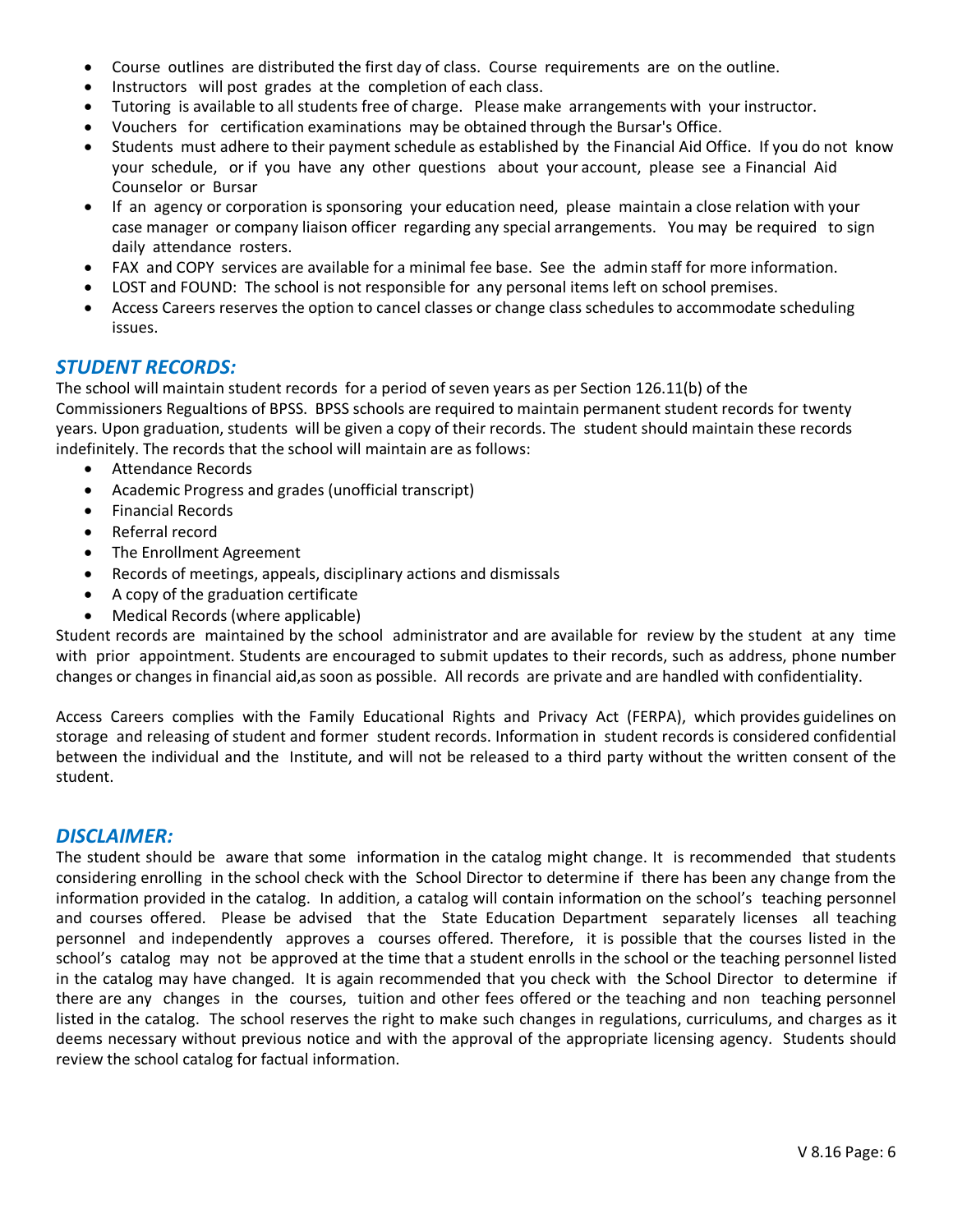- Course outlines are distributed the first day of class. Course requirements are on the outline.
- Instructors will post grades at the completion of each class.
- Tutoring is available to all students free of charge. Please make arrangements with your instructor.
- Vouchers for certification examinations may be obtained through the Bursar's Office.
- Students must adhere to their payment schedule as established by the Financial Aid Office. If you do not know your schedule, or if you have any other questions about your account, please see a Financial Aid Counselor or Bursar
- If an agency or corporation is sponsoring your education need, please maintain a close relation with your case manager or company liaison officer regarding any special arrangements. You may be required to sign daily attendance rosters.
- FAX and COPY services are available for a minimal fee base. See the admin staff for more information.
- LOST and FOUND: The school is not responsible for any personal items left on school premises.
- Access Careers reserves the option to cancel classes or change class schedules to accommodate scheduling issues.

## *STUDENT RECORDS:*

The school will maintain student records for a period of seven years as per Section 126.11(b) of the Commissioners Regualtions of BPSS. BPSS schools are required to maintain permanent student records for twenty years. Upon graduation, students will be given a copy of their records. The student should maintain these records indefinitely. The records that the school will maintain are as follows:

- Attendance Records
- Academic Progress and grades (unofficial transcript)
- Financial Records
- Referral record
- The Enrollment Agreement
- Records of meetings, appeals, disciplinary actions and dismissals
- A copy of the graduation certificate
- Medical Records (where applicable)

Student records are maintained by the school administrator and are available for review by the student at any time with prior appointment. Students are encouraged to submit updates to their records, such as address, phone number changes or changes in financial aid,as soon as possible. All records are private and are handled with confidentiality.

Access Careers complies with the Family Educational Rights and Privacy Act (FERPA), which provides guidelines on storage and releasing of student and former student records. Information in student records is considered confidential between the individual and the Institute, and will not be released to a third party without the written consent of the student.

## *DISCLAIMER:*

The student should be aware that some information in the catalog might change. It is recommended that students considering enrolling in the school check with the School Director to determine if there has been any change from the information provided in the catalog. In addition, a catalog will contain information on the school's teaching personnel and courses offered. Please be advised that the State Education Department separately licenses all teaching personnel and independently approves a courses offered. Therefore, it is possible that the courses listed in the school's catalog may not be approved at the time that a student enrolls in the school or the teaching personnel listed in the catalog may have changed. It is again recommended that you check with the School Director to determine if there are any changes in the courses, tuition and other fees offered or the teaching and non teaching personnel listed in the catalog. The school reserves the right to make such changes in regulations, curriculums, and charges as it deems necessary without previous notice and with the approval of the appropriate licensing agency. Students should review the school catalog for factual information.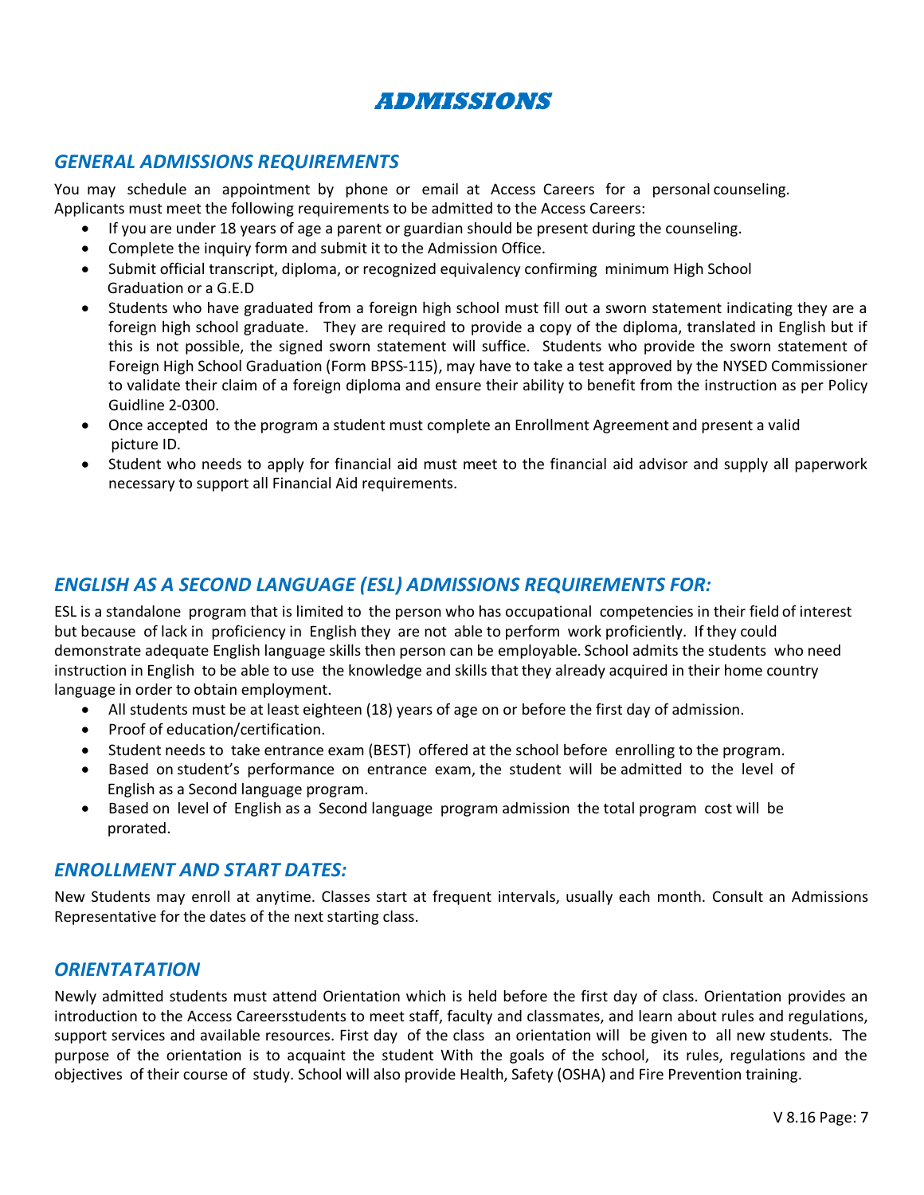# ADMISSIONS

## *GENERAL ADMISSIONS REQUIREMENTS*

You may schedule an appointment by phone or email at Access Careers for a personal counseling. Applicants must meet the following requirements to be admitted to the Access Careers:

- If you are under 18 years of age a parent or guardian should be present during the counseling.
- Complete the inquiry form and submit it to the Admission Office.
- Submit official transcript, diploma, or recognized equivalency confirming minimum High School Graduation or a G.E.D
- Students who have graduated from a foreign high school must fill out a sworn statement indicating they are a foreign high school graduate. They are required to provide a copy of the diploma, translated in English but if this is not possible, the signed sworn statement will suffice. Students who provide the sworn statement of Foreign High School Graduation (Form BPSS-115), may have to take a test approved by the NYSED Commissioner to validate their claim of a foreign diploma and ensure their ability to benefit from the instruction as per Policy Guidline 2-0300.
- Once accepted to the program a student must complete an Enrollment Agreement and present a valid picture ID.
- Student who needs to apply for financial aid must meet to the financial aid advisor and supply all paperwork necessary to support all Financial Aid requirements.

## *ENGLISH AS A SECOND LANGUAGE (ESL) ADMISSIONS REQUIREMENTS FOR:*

ESL is a standalone program that is limited to the person who has occupational competencies in their field of interest but because of lack in proficiency in English they are not able to perform work proficiently. If they could demonstrate adequate English language skills then person can be employable. School admits the students who need instruction in English to be able to use the knowledge and skills that they already acquired in their home country language in order to obtain employment.

- All students must be at least eighteen (18) years of age on or before the first day of admission.
- Proof of education/certification.
- Student needs to take entrance exam (BEST) offered at the school before enrolling to the program.
- Based on student's performance on entrance exam, the student will be admitted to the level of English as a Second language program.
- Based on level of English as a Second language program admission the total program cost will be prorated.

## *ENROLLMENT AND START DATES:*

New Students may enroll at anytime. Classes start at frequent intervals, usually each month. Consult an Admissions Representative for the dates of the next starting class.

## *ORIENTATATION*

Newly admitted students must attend Orientation which is held before the first day of class. Orientation provides an introduction to the Access Careersstudents to meet staff, faculty and classmates, and learn about rules and regulations, support services and available resources. First day of the class an orientation will be given to all new students. The purpose of the orientation is to acquaint the student With the goals of the school, its rules, regulations and the objectives of their course of study. School will also provide Health, Safety (OSHA) and Fire Prevention training.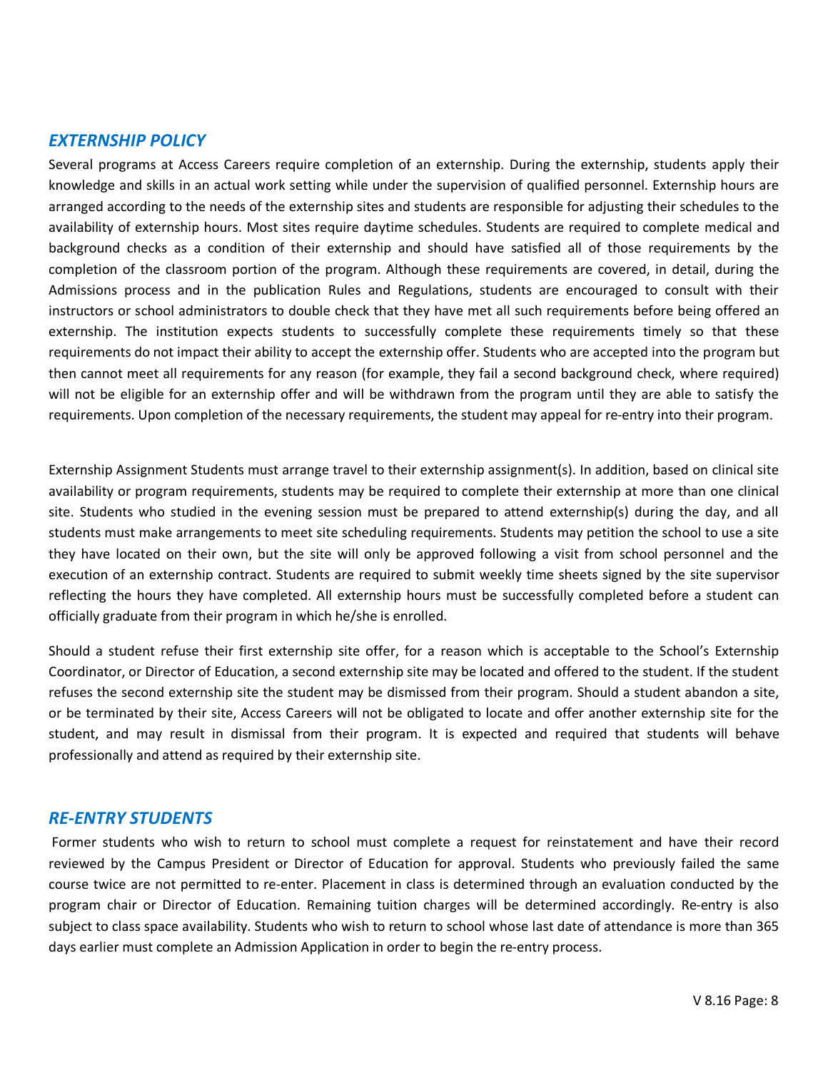## *EXTERNSHIP POLICY*

Several programs at Access Careers require completion of an externship. During the externship, students apply their knowledge and skills in an actual work setting while under the supervision of qualified personnel. Externship hours are arranged according to the needs of the externship sites and students are responsible for adjusting their schedules to the availability of externship hours. Most sites require daytime schedules. Students are required to complete medical and background checks as a condition of their externship and should have satisfied all of those requirements by the completion of the classroom portion of the program. Although these requirements are covered, in detail, during the Admissions process and in the publication Rules and Regulations, students are encouraged to consult with their instructors or school administrators to double check that they have met all such requirements before being offered an externship. The institution expects students to successfully complete these requirements timely so that these requirements do not impact their ability to accept the externship offer. Students who are accepted into the program but then cannot meet all requirements for any reason (for example, they fail a second background check, where required) will not be eligible for an externship offer and will be withdrawn from the program until they are able to satisfy the requirements. Upon completion of the necessary requirements, the student may appeal for re-entry into their program.

Externship Assignment Students must arrange travel to their externship assignment(s). In addition, based on clinical site availability or program requirements, students may be required to complete their externship at more than one clinical site. Students who studied in the evening session must be prepared to attend externship(s) during the day, and all students must make arrangements to meet site scheduling requirements. Students may petition the school to use a site they have located on their own, but the site will only be approved following a visit from school personnel and the execution of an externship contract. Students are required to submit weekly time sheets signed by the site supervisor reflecting the hours they have completed. All externship hours must be successfully completed before a student can officially graduate from their program in which he/she is enrolled.

Should a student refuse their first externship site offer, for a reason which is acceptable to the School's Externship Coordinator, or Director of Education, a second externship site may be located and offered to the student. If the student refuses the second externship site the student may be dismissed from their program. Should a student abandon a site, or be terminated by their site, Access Careers will not be obligated to locate and offer another externship site for the student, and may result in dismissal from their program. It is expected and required that students will behave professionally and attend as required by their externship site.

## *RE-ENTRY STUDENTS*

Former students who wish to return to school must complete a request for reinstatement and have their record reviewed by the Campus President or Director of Education for approval. Students who previously failed the same course twice are not permitted to re-enter. Placement in class is determined through an evaluation conducted by the program chair or Director of Education. Remaining tuition charges will be determined accordingly. Re-entry is also subject to class space availability. Students who wish to return to school whose last date of attendance is more than 365 days earlier must complete an Admission Application in order to begin the re-entry process.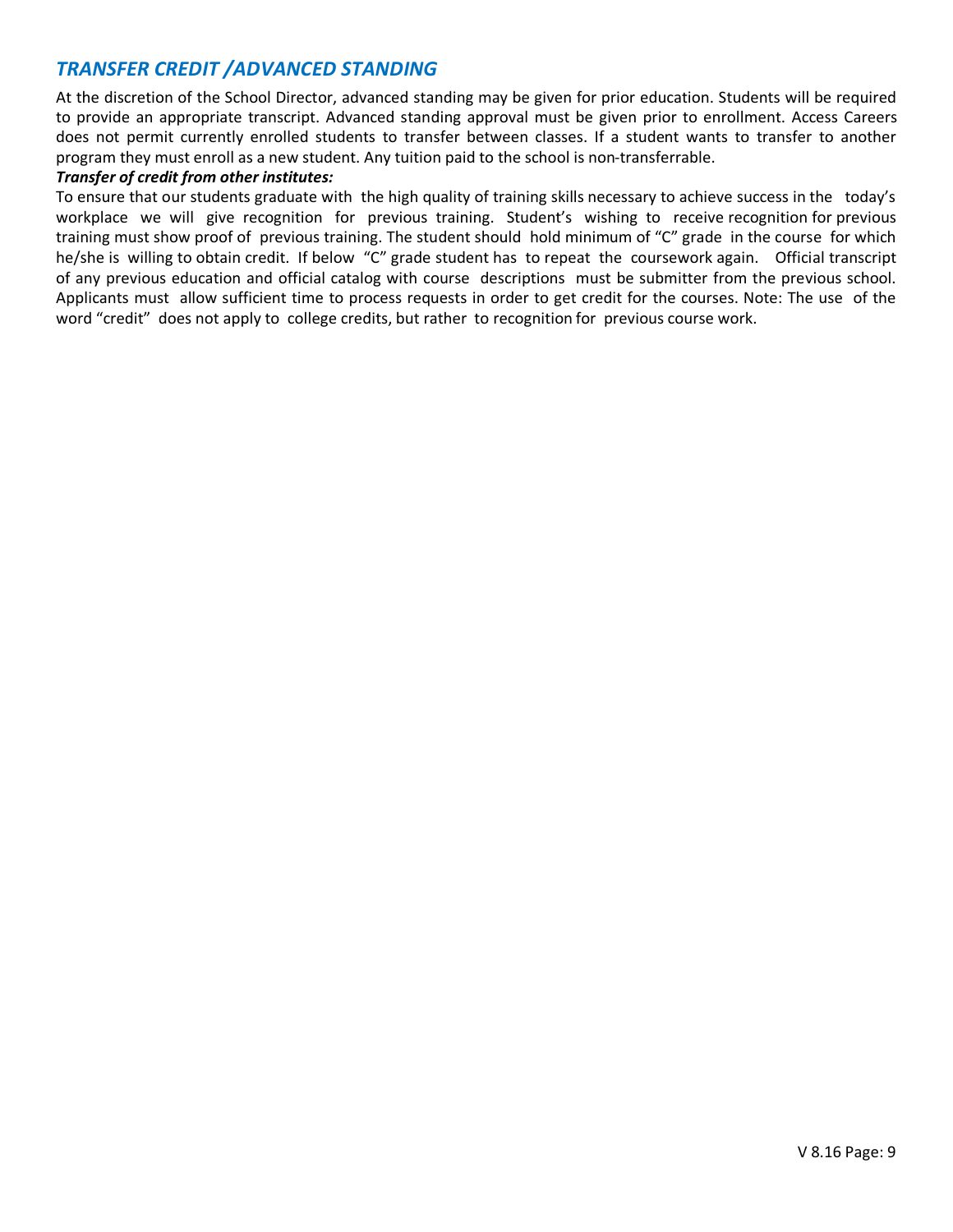## *TRANSFER CREDIT /ADVANCED STANDING*

At the discretion of the School Director, advanced standing may be given for prior education. Students will be required to provide an appropriate transcript. Advanced standing approval must be given prior to enrollment. Access Careers does not permit currently enrolled students to transfer between classes. If a student wants to transfer to another program they must enroll as a new student. Any tuition paid to the school is non-transferrable.

***Transfer of credit from other institutes:***

To ensure that our students graduate with the high quality of training skills necessary to achieve success in the today's workplace we will give recognition for previous training. Student's wishing to receive recognition for previous training must show proof of previous training. The student should hold minimum of "C" grade in the course for which he/she is willing to obtain credit. If below "C" grade student has to repeat the coursework again. Official transcript of any previous education and official catalog with course descriptions must be submitter from the previous school. Applicants must allow sufficient time to process requests in order to get credit for the courses. Note: The use of the word "credit" does not apply to college credits, but rather to recognition for previous course work.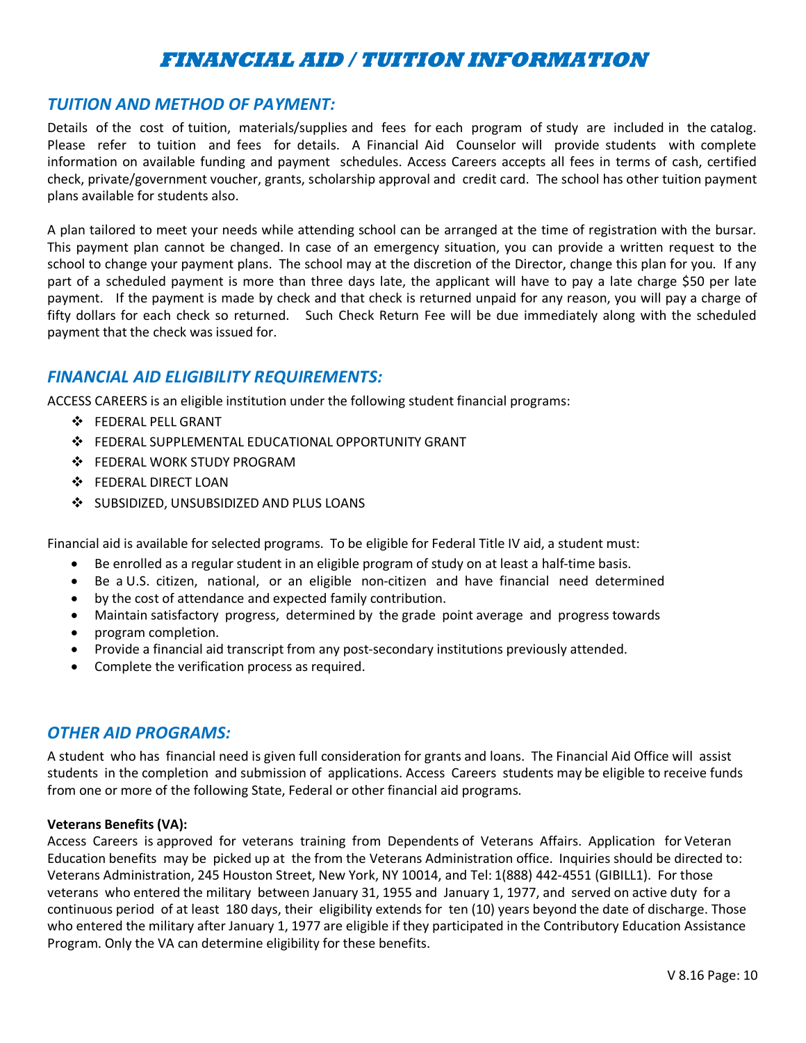# FINANCIAL AID / TUITION INFORMATION

## *TUITION AND METHOD OF PAYMENT:*

Details of the cost of tuition, materials/supplies and fees for each program of study are included in the catalog. Please refer to tuition and fees for details. A Financial Aid Counselor will provide students with complete information on available funding and payment schedules. Access Careers accepts all fees in terms of cash, certified check, private/government voucher, grants, scholarship approval and credit card. The school has other tuition payment plans available for students also.

A plan tailored to meet your needs while attending school can be arranged at the time of registration with the bursar. This payment plan cannot be changed. In case of an emergency situation, you can provide a written request to the school to change your payment plans. The school may at the discretion of the Director, change this plan for you. If any part of a scheduled payment is more than three days late, the applicant will have to pay a late charge $50 per late payment. If the payment is made by check and that check is returned unpaid for any reason, you will pay a charge of fifty dollars for each check so returned. Such Check Return Fee will be due immediately along with the scheduled payment that the check was issued for.

## *FINANCIAL AID ELIGIBILITY REQUIREMENTS:*

ACCESS CAREERS is an eligible institution under the following student financial programs:

- FEDERAL PELL GRANT
- FEDERAL SUPPLEMENTAL EDUCATIONAL OPPORTUNITY GRANT
- FEDERAL WORK STUDY PROGRAM
- FEDERAL DIRECT LOAN
- SUBSIDIZED, UNSUBSIDIZED AND PLUS LOANS

Financial aid is available for selected programs. To be eligible for Federal Title IV aid, a student must:

- Be enrolled as a regular student in an eligible program of study on at least a half-time basis.
- Be a U.S. citizen, national, or an eligible non-citizen and have financial need determined
- by the cost of attendance and expected family contribution.
- Maintain satisfactory progress, determined by the grade point average and progress towards
- program completion.
- Provide a financial aid transcript from any post-secondary institutions previously attended.
- Complete the verification process as required.

## *OTHER AID PROGRAMS:*

A student who has financial need is given full consideration for grants and loans. The Financial Aid Office will assist students in the completion and submission of applications. Access Careers students may be eligible to receive funds from one or more of the following State, Federal or other financial aid programs.

**Veterans Benefits (VA):**

Access Careers is approved for veterans training from Dependents of Veterans Affairs. Application for Veteran Education benefits may be picked up at the from the Veterans Administration office. Inquiries should be directed to: Veterans Administration, 245 Houston Street, New York, NY 10014, and Tel: 1(888) 442-4551 (GIBILL1). For those veterans who entered the military between January 31, 1955 and January 1, 1977, and served on active duty for a continuous period of at least 180 days, their eligibility extends for ten (10) years beyond the date of discharge. Those who entered the military after January 1, 1977 are eligible if they participated in the Contributory Education Assistance Program. Only the VA can determine eligibility for these benefits.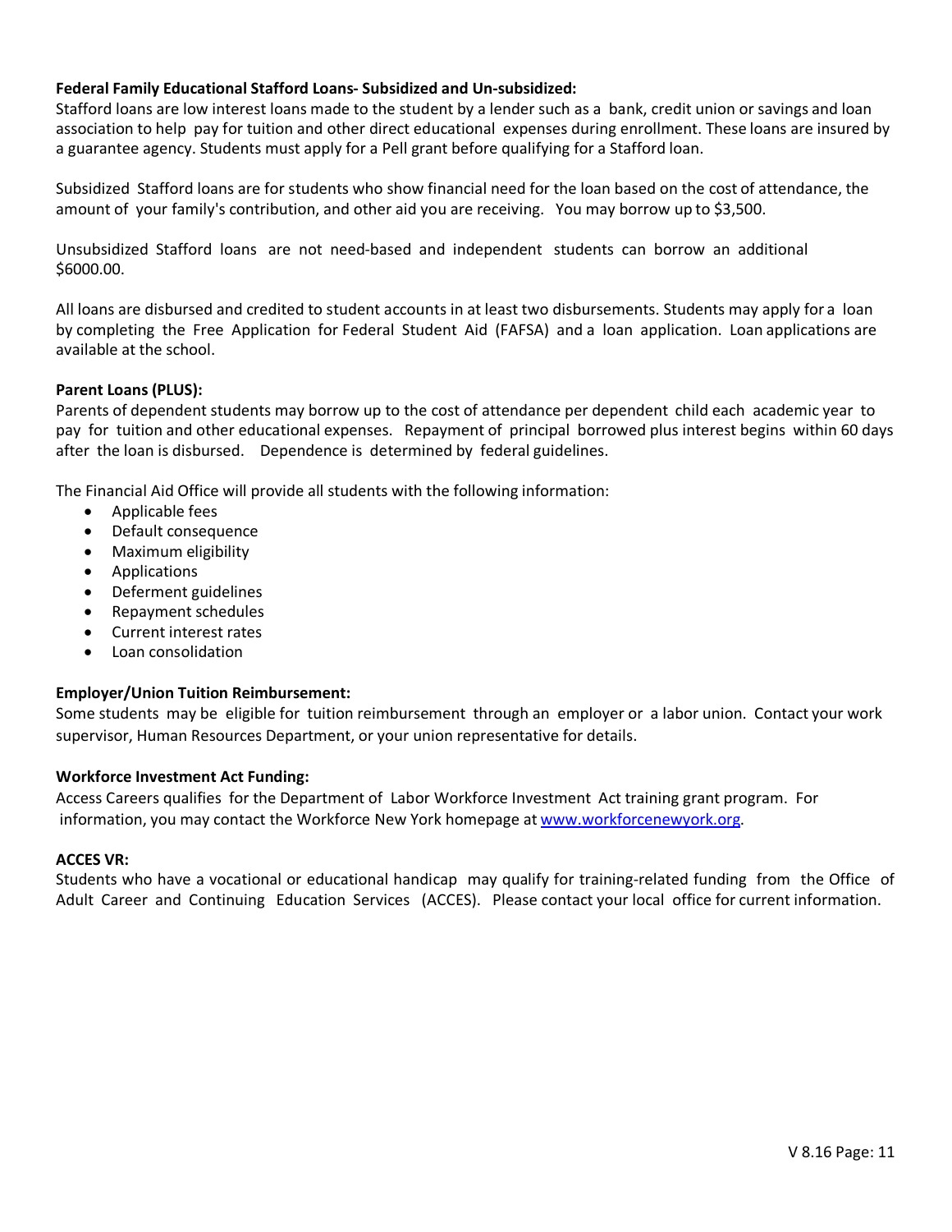**Federal Family Educational Stafford Loans- Subsidized and Un-subsidized:**
Stafford loans are low interest loans made to the student by a lender such as a bank, credit union or savings and loan association to help pay for tuition and other direct educational expenses during enrollment. These loans are insured by a guarantee agency. Students must apply for a Pell grant before qualifying for a Stafford loan.

Subsidized Stafford loans are for students who show financial need for the loan based on the cost of attendance, the amount of your family's contribution, and other aid you are receiving. You may borrow up to $3,500.

Unsubsidized Stafford loans are not need-based and independent students can borrow an additional $6000.00.

All loans are disbursed and credited to student accounts in at least two disbursements. Students may apply for a loan by completing the Free Application for Federal Student Aid (FAFSA) and a loan application. Loan applications are available at the school.

**Parent Loans (PLUS):**
Parents of dependent students may borrow up to the cost of attendance per dependent child each academic year to pay for tuition and other educational expenses. Repayment of principal borrowed plus interest begins within 60 days after the loan is disbursed. Dependence is determined by federal guidelines.

The Financial Aid Office will provide all students with the following information:

- Applicable fees
- Default consequence
- Maximum eligibility
- Applications
- Deferment guidelines
- Repayment schedules
- Current interest rates
- Loan consolidation

**Employer/Union Tuition Reimbursement:**
Some students may be eligible for tuition reimbursement through an employer or a labor union. Contact your work supervisor, Human Resources Department, or your union representative for details.

**Workforce Investment Act Funding:**
Access Careers qualifies for the Department of Labor Workforce Investment Act training grant program. For information, you may contact the Workforce New York homepage at www.workforcenewyork.org.

**ACCES VR:**
Students who have a vocational or educational handicap may qualify for training-related funding from the Office of Adult Career and Continuing Education Services (ACCES). Please contact your local office for current information.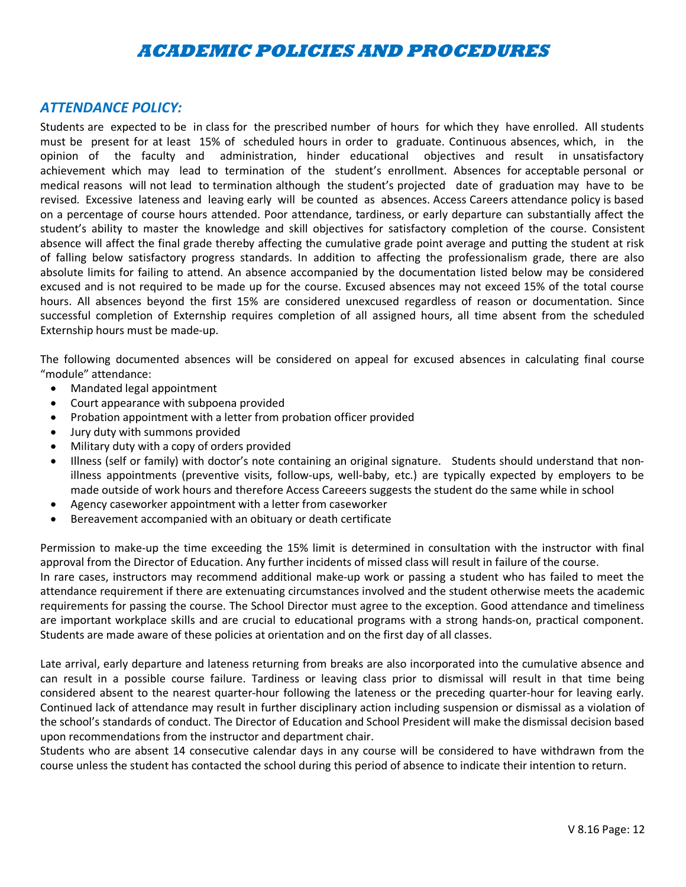# ACADEMIC POLICIES AND PROCEDURES

## *ATTENDANCE POLICY:*

Students are expected to be in class for the prescribed number of hours for which they have enrolled. All students must be present for at least 15% of scheduled hours in order to graduate. Continuous absences, which, in the opinion of the faculty and administration, hinder educational objectives and result in unsatisfactory achievement which may lead to termination of the student's enrollment. Absences for acceptable personal or medical reasons will not lead to termination although the student's projected date of graduation may have to be revised. Excessive lateness and leaving early will be counted as absences. Access Careers attendance policy is based on a percentage of course hours attended. Poor attendance, tardiness, or early departure can substantially affect the student's ability to master the knowledge and skill objectives for satisfactory completion of the course. Consistent absence will affect the final grade thereby affecting the cumulative grade point average and putting the student at risk of falling below satisfactory progress standards. In addition to affecting the professionalism grade, there are also absolute limits for failing to attend. An absence accompanied by the documentation listed below may be considered excused and is not required to be made up for the course. Excused absences may not exceed 15% of the total course hours. All absences beyond the first 15% are considered unexcused regardless of reason or documentation. Since successful completion of Externship requires completion of all assigned hours, all time absent from the scheduled Externship hours must be made-up.

The following documented absences will be considered on appeal for excused absences in calculating final course "module" attendance:

- Mandated legal appointment
- Court appearance with subpoena provided
- Probation appointment with a letter from probation officer provided
- Jury duty with summons provided
- Military duty with a copy of orders provided
- Illness (self or family) with doctor's note containing an original signature. Students should understand that non-illness appointments (preventive visits, follow-ups, well-baby, etc.) are typically expected by employers to be made outside of work hours and therefore Access Careeers suggests the student do the same while in school
- Agency caseworker appointment with a letter from caseworker
- Bereavement accompanied with an obituary or death certificate

Permission to make-up the time exceeding the 15% limit is determined in consultation with the instructor with final approval from the Director of Education. Any further incidents of missed class will result in failure of the course.
In rare cases, instructors may recommend additional make-up work or passing a student who has failed to meet the attendance requirement if there are extenuating circumstances involved and the student otherwise meets the academic requirements for passing the course. The School Director must agree to the exception. Good attendance and timeliness are important workplace skills and are crucial to educational programs with a strong hands-on, practical component. Students are made aware of these policies at orientation and on the first day of all classes.

Late arrival, early departure and lateness returning from breaks are also incorporated into the cumulative absence and can result in a possible course failure. Tardiness or leaving class prior to dismissal will result in that time being considered absent to the nearest quarter-hour following the lateness or the preceding quarter-hour for leaving early. Continued lack of attendance may result in further disciplinary action including suspension or dismissal as a violation of the school's standards of conduct. The Director of Education and School President will make the dismissal decision based upon recommendations from the instructor and department chair.
Students who are absent 14 consecutive calendar days in any course will be considered to have withdrawn from the course unless the student has contacted the school during this period of absence to indicate their intention to return.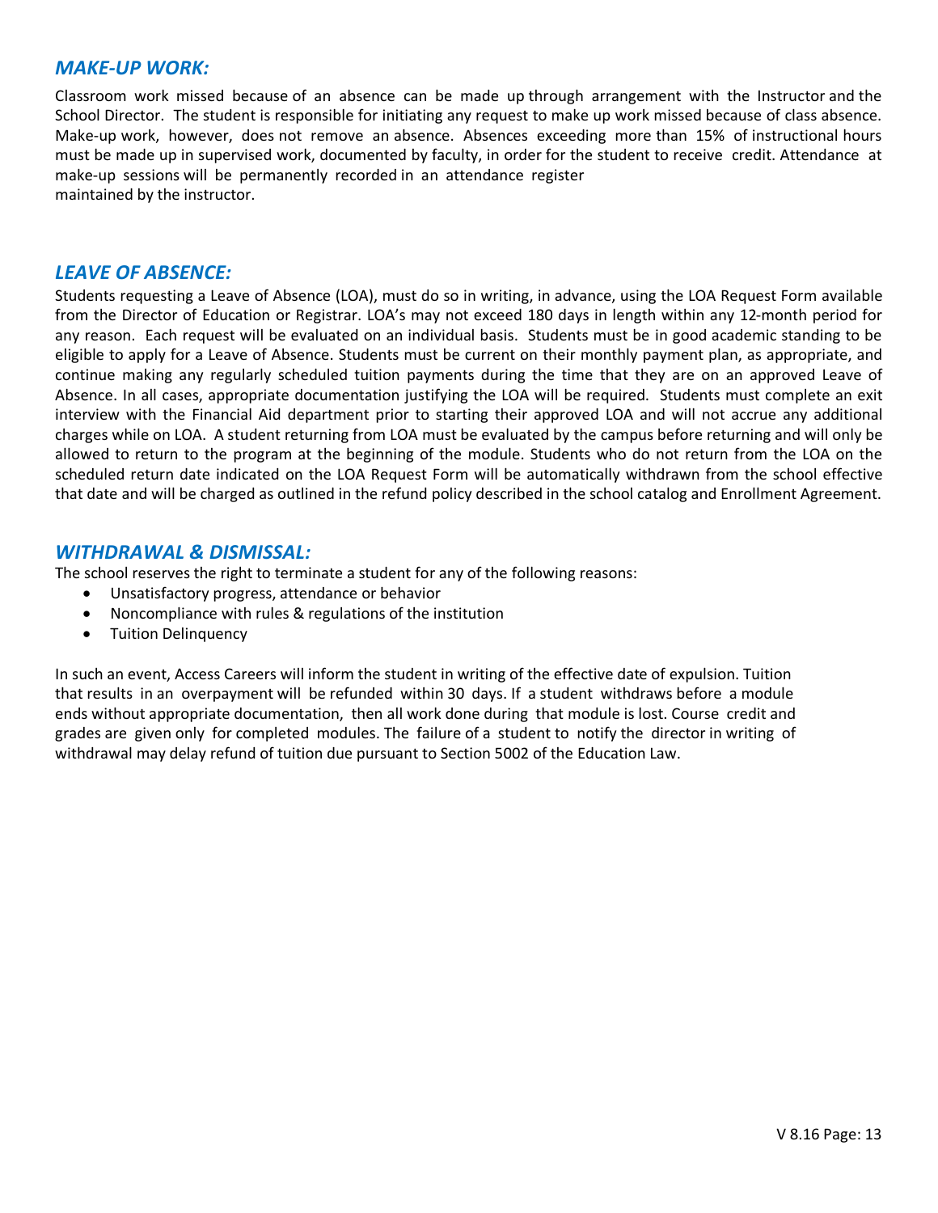## *MAKE-UP WORK:*

Classroom work missed because of an absence can be made up through arrangement with the Instructor and the School Director. The student is responsible for initiating any request to make up work missed because of class absence. Make-up work, however, does not remove an absence. Absences exceeding more than 15% of instructional hours must be made up in supervised work, documented by faculty, in order for the student to receive credit. Attendance at make-up sessions will be permanently recorded in an attendance register maintained by the instructor.

## *LEAVE OF ABSENCE:*

Students requesting a Leave of Absence (LOA), must do so in writing, in advance, using the LOA Request Form available from the Director of Education or Registrar. LOA's may not exceed 180 days in length within any 12-month period for any reason. Each request will be evaluated on an individual basis. Students must be in good academic standing to be eligible to apply for a Leave of Absence. Students must be current on their monthly payment plan, as appropriate, and continue making any regularly scheduled tuition payments during the time that they are on an approved Leave of Absence. In all cases, appropriate documentation justifying the LOA will be required. Students must complete an exit interview with the Financial Aid department prior to starting their approved LOA and will not accrue any additional charges while on LOA. A student returning from LOA must be evaluated by the campus before returning and will only be allowed to return to the program at the beginning of the module. Students who do not return from the LOA on the scheduled return date indicated on the LOA Request Form will be automatically withdrawn from the school effective that date and will be charged as outlined in the refund policy described in the school catalog and Enrollment Agreement.

## *WITHDRAWAL & DISMISSAL:*

The school reserves the right to terminate a student for any of the following reasons:

- Unsatisfactory progress, attendance or behavior
- Noncompliance with rules & regulations of the institution
- Tuition Delinquency

In such an event, Access Careers will inform the student in writing of the effective date of expulsion. Tuition that results in an overpayment will be refunded within 30 days. If a student withdraws before a module ends without appropriate documentation, then all work done during that module is lost. Course credit and grades are given only for completed modules. The failure of a student to notify the director in writing of withdrawal may delay refund of tuition due pursuant to Section 5002 of the Education Law.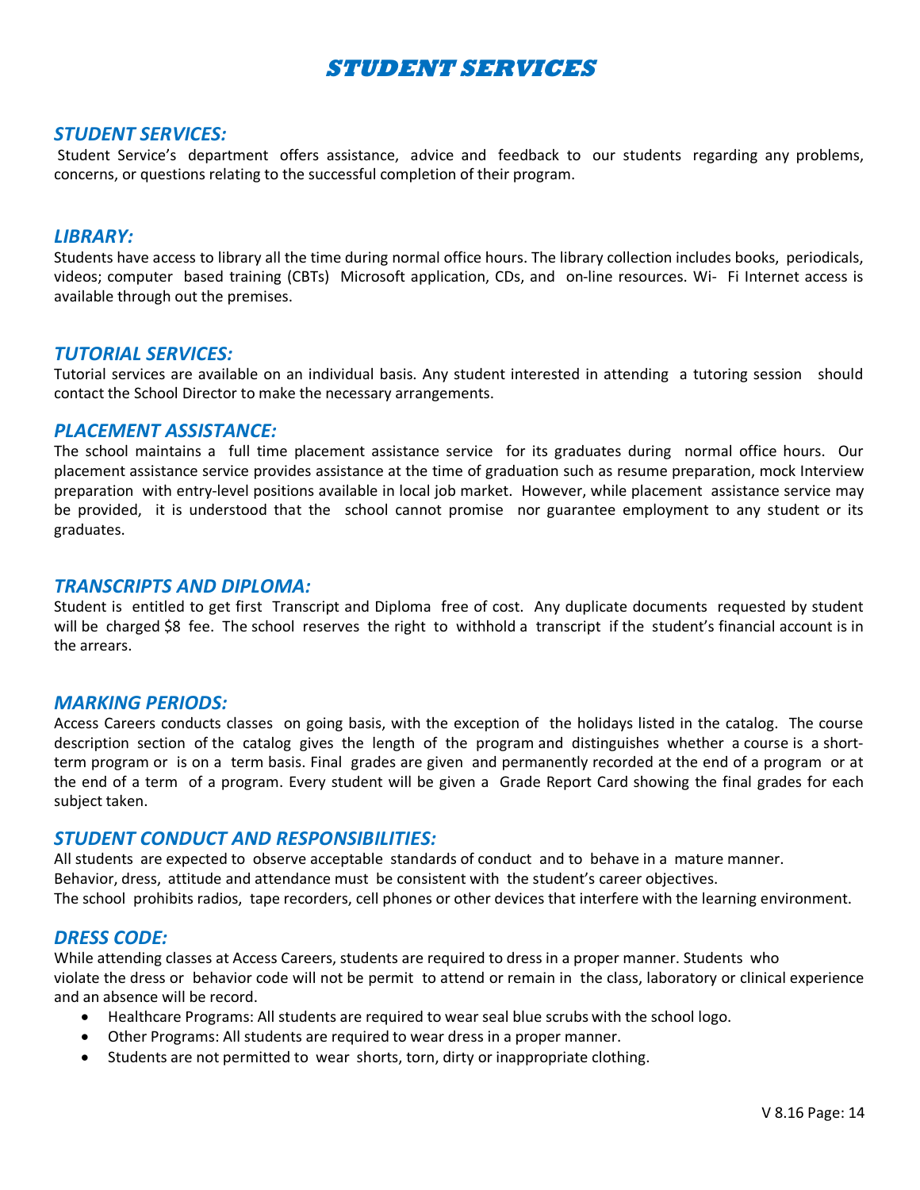# STUDENT SERVICES

## *STUDENT SERVICES:*

Student Service's department offers assistance, advice and feedback to our students regarding any problems, concerns, or questions relating to the successful completion of their program.

## *LIBRARY:*

Students have access to library all the time during normal office hours. The library collection includes books, periodicals, videos; computer based training (CBTs) Microsoft application, CDs, and on-line resources. Wi- Fi Internet access is available through out the premises.

## *TUTORIAL SERVICES:*

Tutorial services are available on an individual basis. Any student interested in attending a tutoring session should contact the School Director to make the necessary arrangements.

## *PLACEMENT ASSISTANCE:*

The school maintains a full time placement assistance service for its graduates during normal office hours. Our placement assistance service provides assistance at the time of graduation such as resume preparation, mock Interview preparation with entry-level positions available in local job market. However, while placement assistance service may be provided, it is understood that the school cannot promise nor guarantee employment to any student or its graduates.

## *TRANSCRIPTS AND DIPLOMA:*

Student is entitled to get first Transcript and Diploma free of cost. Any duplicate documents requested by student will be charged $8 fee. The school reserves the right to withhold a transcript if the student's financial account is in the arrears.

## *MARKING PERIODS:*

Access Careers conducts classes on going basis, with the exception of the holidays listed in the catalog. The course description section of the catalog gives the length of the program and distinguishes whether a course is a short-term program or is on a term basis. Final grades are given and permanently recorded at the end of a program or at the end of a term of a program. Every student will be given a Grade Report Card showing the final grades for each subject taken.

## *STUDENT CONDUCT AND RESPONSIBILITIES:*

All students are expected to observe acceptable standards of conduct and to behave in a mature manner.
Behavior, dress, attitude and attendance must be consistent with the student's career objectives.
The school prohibits radios, tape recorders, cell phones or other devices that interfere with the learning environment.

## *DRESS CODE:*

While attending classes at Access Careers, students are required to dress in a proper manner. Students who violate the dress or behavior code will not be permit to attend or remain in the class, laboratory or clinical experience and an absence will be record.

- Healthcare Programs: All students are required to wear seal blue scrubs with the school logo.
- Other Programs: All students are required to wear dress in a proper manner.
- Students are not permitted to wear shorts, torn, dirty or inappropriate clothing.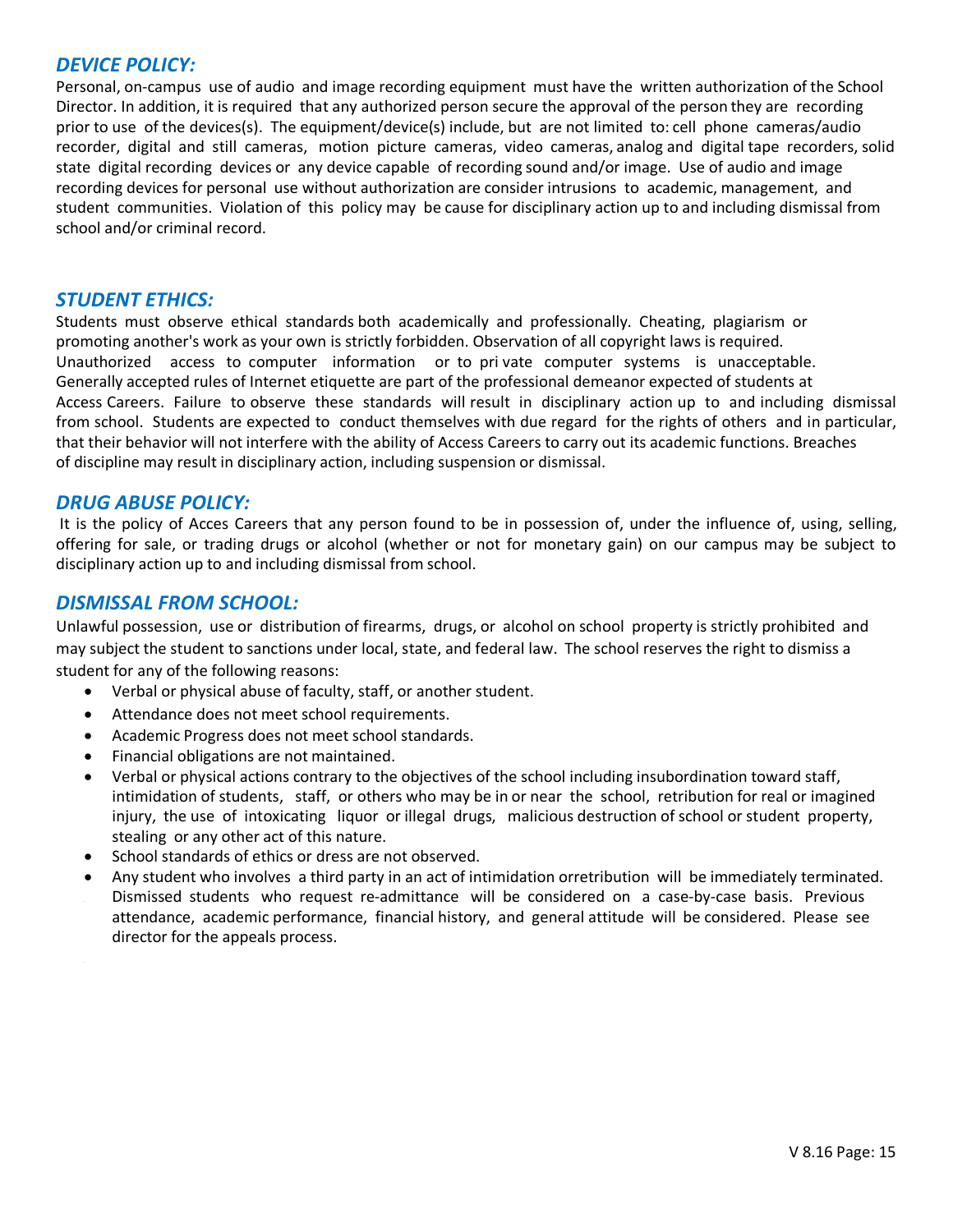## *DEVICE POLICY:*

Personal, on-campus use of audio and image recording equipment must have the written authorization of the School Director. In addition, it is required that any authorized person secure the approval of the person they are recording prior to use of the devices(s). The equipment/device(s) include, but are not limited to: cell phone cameras/audio recorder, digital and still cameras, motion picture cameras, video cameras, analog and digital tape recorders, solid state digital recording devices or any device capable of recording sound and/or image. Use of audio and image recording devices for personal use without authorization are consider intrusions to academic, management, and student communities. Violation of this policy may be cause for disciplinary action up to and including dismissal from school and/or criminal record.

## *STUDENT ETHICS:*

Students must observe ethical standards both academically and professionally. Cheating, plagiarism or promoting another's work as your own is strictly forbidden. Observation of all copyright laws is required. Unauthorized access to computer information or to pri vate computer systems is unacceptable. Generally accepted rules of Internet etiquette are part of the professional demeanor expected of students at Access Careers. Failure to observe these standards will result in disciplinary action up to and including dismissal from school. Students are expected to conduct themselves with due regard for the rights of others and in particular, that their behavior will not interfere with the ability of Access Careers to carry out its academic functions. Breaches of discipline may result in disciplinary action, including suspension or dismissal.

## *DRUG ABUSE POLICY:*

It is the policy of Acces Careers that any person found to be in possession of, under the influence of, using, selling, offering for sale, or trading drugs or alcohol (whether or not for monetary gain) on our campus may be subject to disciplinary action up to and including dismissal from school.

## *DISMISSAL FROM SCHOOL:*

Unlawful possession, use or distribution of firearms, drugs, or alcohol on school property is strictly prohibited and may subject the student to sanctions under local, state, and federal law. The school reserves the right to dismiss a student for any of the following reasons:

- Verbal or physical abuse of faculty, staff, or another student.
- Attendance does not meet school requirements.
- Academic Progress does not meet school standards.
- Financial obligations are not maintained.
- Verbal or physical actions contrary to the objectives of the school including insubordination toward staff, intimidation of students, staff, or others who may be in or near the school, retribution for real or imagined injury, the use of intoxicating liquor or illegal drugs, malicious destruction of school or student property, stealing or any other act of this nature.
- School standards of ethics or dress are not observed.
- Any student who involves a third party in an act of intimidation orretribution will be immediately terminated. Dismissed students who request re-admittance will be considered on a case-by-case basis. Previous attendance, academic performance, financial history, and general attitude will be considered. Please see director for the appeals process.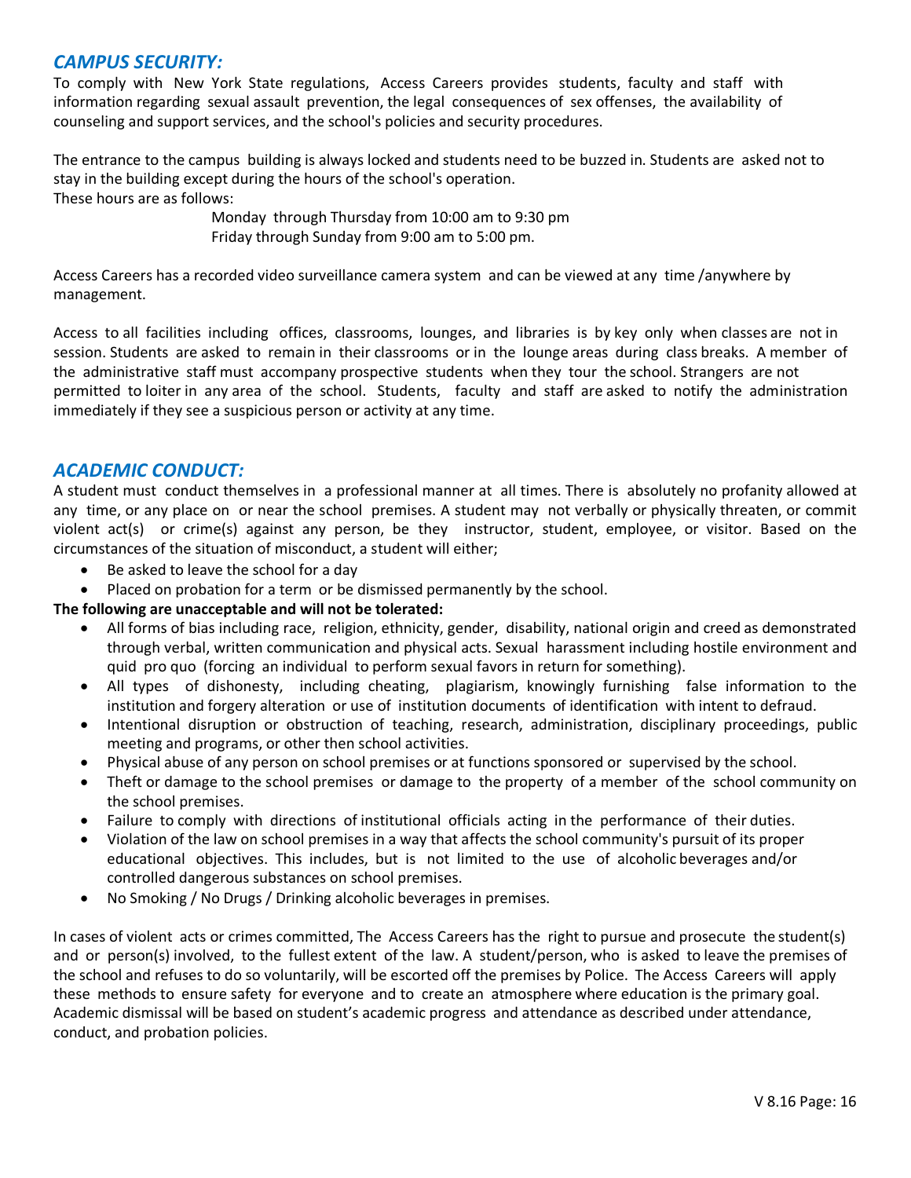## *CAMPUS SECURITY:*

To comply with New York State regulations, Access Careers provides students, faculty and staff with information regarding sexual assault prevention, the legal consequences of sex offenses, the availability of counseling and support services, and the school's policies and security procedures.

The entrance to the campus building is always locked and students need to be buzzed in. Students are asked not to stay in the building except during the hours of the school's operation.
These hours are as follows:

Monday through Thursday from 10:00 am to 9:30 pm
Friday through Sunday from 9:00 am to 5:00 pm.

Access Careers has a recorded video surveillance camera system and can be viewed at any time /anywhere by management.

Access to all facilities including offices, classrooms, lounges, and libraries is by key only when classes are not in session. Students are asked to remain in their classrooms or in the lounge areas during class breaks. A member of the administrative staff must accompany prospective students when they tour the school. Strangers are not permitted to loiter in any area of the school. Students, faculty and staff are asked to notify the administration immediately if they see a suspicious person or activity at any time.

## *ACADEMIC CONDUCT:*

A student must conduct themselves in a professional manner at all times. There is absolutely no profanity allowed at any time, or any place on or near the school premises. A student may not verbally or physically threaten, or commit violent act(s) or crime(s) against any person, be they instructor, student, employee, or visitor. Based on the circumstances of the situation of misconduct, a student will either;

- Be asked to leave the school for a day
- Placed on probation for a term or be dismissed permanently by the school.

**The following are unacceptable and will not be tolerated:**

- All forms of bias including race, religion, ethnicity, gender, disability, national origin and creed as demonstrated through verbal, written communication and physical acts. Sexual harassment including hostile environment and quid pro quo (forcing an individual to perform sexual favors in return for something).
- All types of dishonesty, including cheating, plagiarism, knowingly furnishing false information to the institution and forgery alteration or use of institution documents of identification with intent to defraud.
- Intentional disruption or obstruction of teaching, research, administration, disciplinary proceedings, public meeting and programs, or other then school activities.
- Physical abuse of any person on school premises or at functions sponsored or supervised by the school.
- Theft or damage to the school premises or damage to the property of a member of the school community on the school premises.
- Failure to comply with directions of institutional officials acting in the performance of their duties.
- Violation of the law on school premises in a way that affects the school community's pursuit of its proper educational objectives. This includes, but is not limited to the use of alcoholic beverages and/or controlled dangerous substances on school premises.
- No Smoking / No Drugs / Drinking alcoholic beverages in premises.

In cases of violent acts or crimes committed, The Access Careers has the right to pursue and prosecute the student(s) and or person(s) involved, to the fullest extent of the law. A student/person, who is asked to leave the premises of the school and refuses to do so voluntarily, will be escorted off the premises by Police. The Access Careers will apply these methods to ensure safety for everyone and to create an atmosphere where education is the primary goal. Academic dismissal will be based on student's academic progress and attendance as described under attendance, conduct, and probation policies.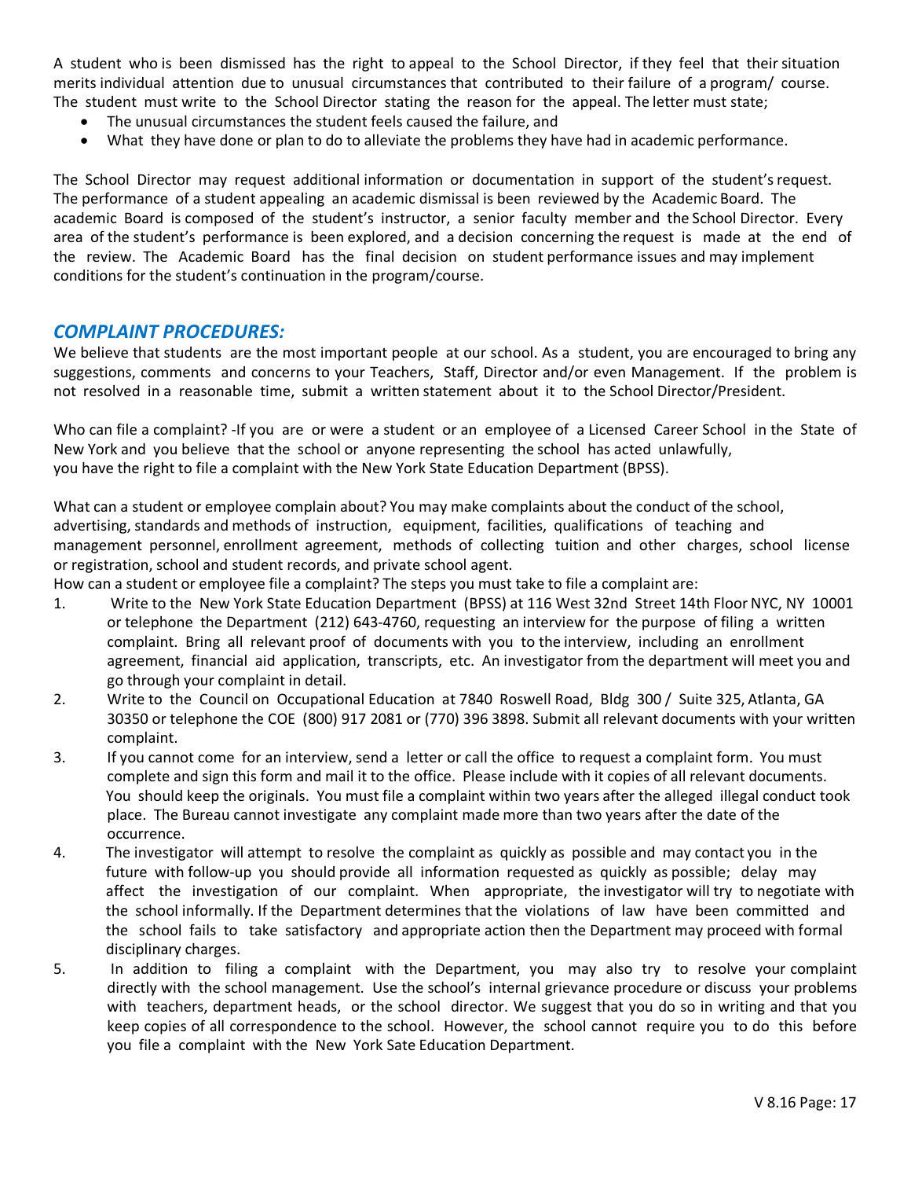A student who is been dismissed has the right to appeal to the School Director, if they feel that their situation merits individual attention due to unusual circumstances that contributed to their failure of a program/ course. The student must write to the School Director stating the reason for the appeal. The letter must state;

- The unusual circumstances the student feels caused the failure, and
- What they have done or plan to do to alleviate the problems they have had in academic performance.

The School Director may request additional information or documentation in support of the student's request. The performance of a student appealing an academic dismissal is been reviewed by the Academic Board. The academic Board is composed of the student's instructor, a senior faculty member and the School Director. Every area of the student's performance is been explored, and a decision concerning the request is made at the end of the review. The Academic Board has the final decision on student performance issues and may implement conditions for the student's continuation in the program/course.

## *COMPLAINT PROCEDURES:*

We believe that students are the most important people at our school. As a student, you are encouraged to bring any suggestions, comments and concerns to your Teachers, Staff, Director and/or even Management. If the problem is not resolved in a reasonable time, submit a written statement about it to the School Director/President.

Who can file a complaint? -If you are or were a student or an employee of a Licensed Career School in the State of New York and you believe that the school or anyone representing the school has acted unlawfully, you have the right to file a complaint with the New York State Education Department (BPSS).

What can a student or employee complain about? You may make complaints about the conduct of the school, advertising, standards and methods of instruction, equipment, facilities, qualifications of teaching and management personnel, enrollment agreement, methods of collecting tuition and other charges, school license or registration, school and student records, and private school agent.

How can a student or employee file a complaint? The steps you must take to file a complaint are:

1. Write to the New York State Education Department (BPSS) at 116 West 32nd Street 14th Floor NYC, NY 10001 or telephone the Department (212) 643-4760, requesting an interview for the purpose of filing a written complaint. Bring all relevant proof of documents with you to the interview, including an enrollment agreement, financial aid application, transcripts, etc. An investigator from the department will meet you and go through your complaint in detail.
2. Write to the Council on Occupational Education at 7840 Roswell Road, Bldg 300 / Suite 325, Atlanta, GA 30350 or telephone the COE (800) 917 2081 or (770) 396 3898. Submit all relevant documents with your written complaint.
3. If you cannot come for an interview, send a letter or call the office to request a complaint form. You must complete and sign this form and mail it to the office. Please include with it copies of all relevant documents. You should keep the originals. You must file a complaint within two years after the alleged illegal conduct took place. The Bureau cannot investigate any complaint made more than two years after the date of the occurrence.
4. The investigator will attempt to resolve the complaint as quickly as possible and may contact you in the future with follow-up you should provide all information requested as quickly as possible; delay may affect the investigation of our complaint. When appropriate, the investigator will try to negotiate with the school informally. If the Department determines that the violations of law have been committed and the school fails to take satisfactory and appropriate action then the Department may proceed with formal disciplinary charges.
5. In addition to filing a complaint with the Department, you may also try to resolve your complaint directly with the school management. Use the school's internal grievance procedure or discuss your problems with teachers, department heads, or the school director. We suggest that you do so in writing and that you keep copies of all correspondence to the school. However, the school cannot require you to do this before you file a complaint with the New York Sate Education Department.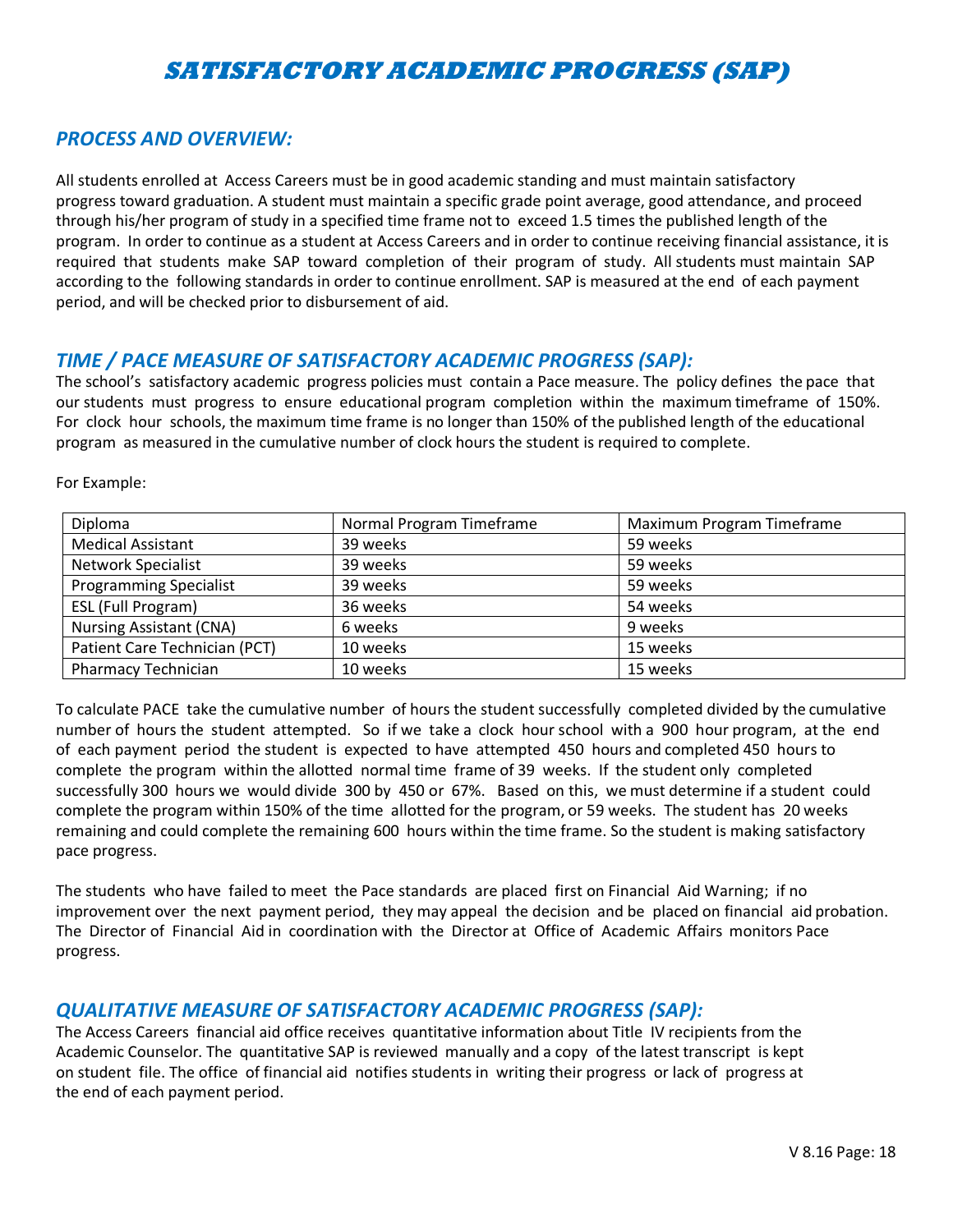# SATISFACTORY ACADEMIC PROGRESS (SAP)

## PROCESS AND OVERVIEW:

All students enrolled at Access Careers must be in good academic standing and must maintain satisfactory progress toward graduation. A student must maintain a specific grade point average, good attendance, and proceed through his/her program of study in a specified time frame not to exceed 1.5 times the published length of the program. In order to continue as a student at Access Careers and in order to continue receiving financial assistance, it is required that students make SAP toward completion of their program of study. All students must maintain SAP according to the following standards in order to continue enrollment. SAP is measured at the end of each payment period, and will be checked prior to disbursement of aid.

## TIME / PACE MEASURE OF SATISFACTORY ACADEMIC PROGRESS (SAP):

The school's satisfactory academic progress policies must contain a Pace measure. The policy defines the pace that our students must progress to ensure educational program completion within the maximum timeframe of 150%. For clock hour schools, the maximum time frame is no longer than 150% of the published length of the educational program as measured in the cumulative number of clock hours the student is required to complete.

For Example:

| Diploma | Normal Program Timeframe | Maximum Program Timeframe |
|---|---|---|
| Medical Assistant | 39 weeks | 59 weeks |
| Network Specialist | 39 weeks | 59 weeks |
| Programming Specialist | 39 weeks | 59 weeks |
| ESL (Full Program) | 36 weeks | 54 weeks |
| Nursing Assistant (CNA) | 6 weeks | 9 weeks |
| Patient Care Technician (PCT) | 10 weeks | 15 weeks |
| Pharmacy Technician | 10 weeks | 15 weeks |

To calculate PACE take the cumulative number of hours the student successfully completed divided by the cumulative number of hours the student attempted. So if we take a clock hour school with a 900 hour program, at the end of each payment period the student is expected to have attempted 450 hours and completed 450 hours to complete the program within the allotted normal time frame of 39 weeks. If the student only completed successfully 300 hours we would divide 300 by 450 or 67%. Based on this, we must determine if a student could complete the program within 150% of the time allotted for the program, or 59 weeks. The student has 20 weeks remaining and could complete the remaining 600 hours within the time frame. So the student is making satisfactory pace progress.

The students who have failed to meet the Pace standards are placed first on Financial Aid Warning; if no improvement over the next payment period, they may appeal the decision and be placed on financial aid probation. The Director of Financial Aid in coordination with the Director at Office of Academic Affairs monitors Pace progress.

## QUALITATIVE MEASURE OF SATISFACTORY ACADEMIC PROGRESS (SAP):

The Access Careers financial aid office receives quantitative information about Title IV recipients from the Academic Counselor. The quantitative SAP is reviewed manually and a copy of the latest transcript is kept on student file. The office of financial aid notifies students in writing their progress or lack of progress at the end of each payment period.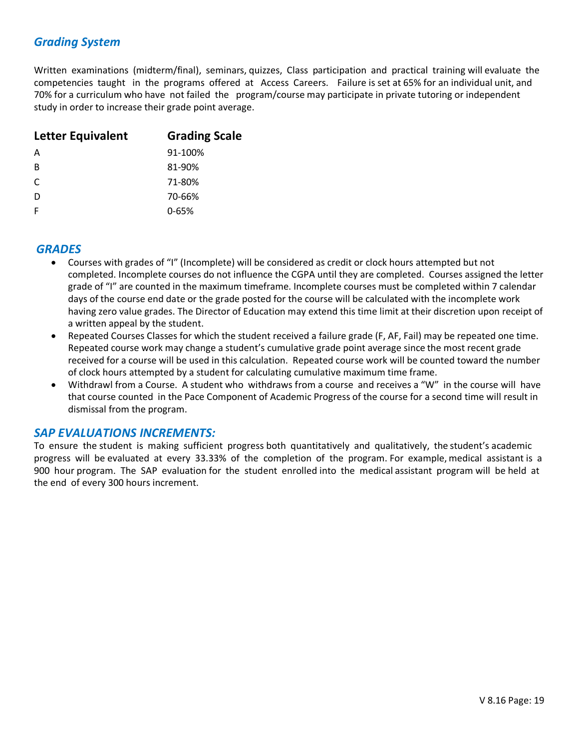## *Grading System*

Written examinations (midterm/final), seminars, quizzes, Class participation and practical training will evaluate the competencies taught in the programs offered at Access Careers. Failure is set at 65% for an individual unit, and 70% for a curriculum who have not failed the program/course may participate in private tutoring or independent study in order to increase their grade point average.

| Letter Equivalent | Grading Scale |
|---|---|
| A | 91-100% |
| B | 81-90% |
| C | 71-80% |
| D | 70-66% |
| F | 0-65% |

## *GRADES*

- Courses with grades of "I" (Incomplete) will be considered as credit or clock hours attempted but not completed. Incomplete courses do not influence the CGPA until they are completed. Courses assigned the letter grade of "I" are counted in the maximum timeframe. Incomplete courses must be completed within 7 calendar days of the course end date or the grade posted for the course will be calculated with the incomplete work having zero value grades. The Director of Education may extend this time limit at their discretion upon receipt of a written appeal by the student.
- Repeated Courses Classes for which the student received a failure grade (F, AF, Fail) may be repeated one time. Repeated course work may change a student's cumulative grade point average since the most recent grade received for a course will be used in this calculation. Repeated course work will be counted toward the number of clock hours attempted by a student for calculating cumulative maximum time frame.
- Withdrawl from a Course. A student who withdraws from a course and receives a "W" in the course will have that course counted in the Pace Component of Academic Progress of the course for a second time will result in dismissal from the program.

## *SAP EVALUATIONS INCREMENTS:*

To ensure the student is making sufficient progress both quantitatively and qualitatively, the student's academic progress will be evaluated at every 33.33% of the completion of the program. For example, medical assistant is a 900 hour program. The SAP evaluation for the student enrolled into the medical assistant program will be held at the end of every 300 hours increment.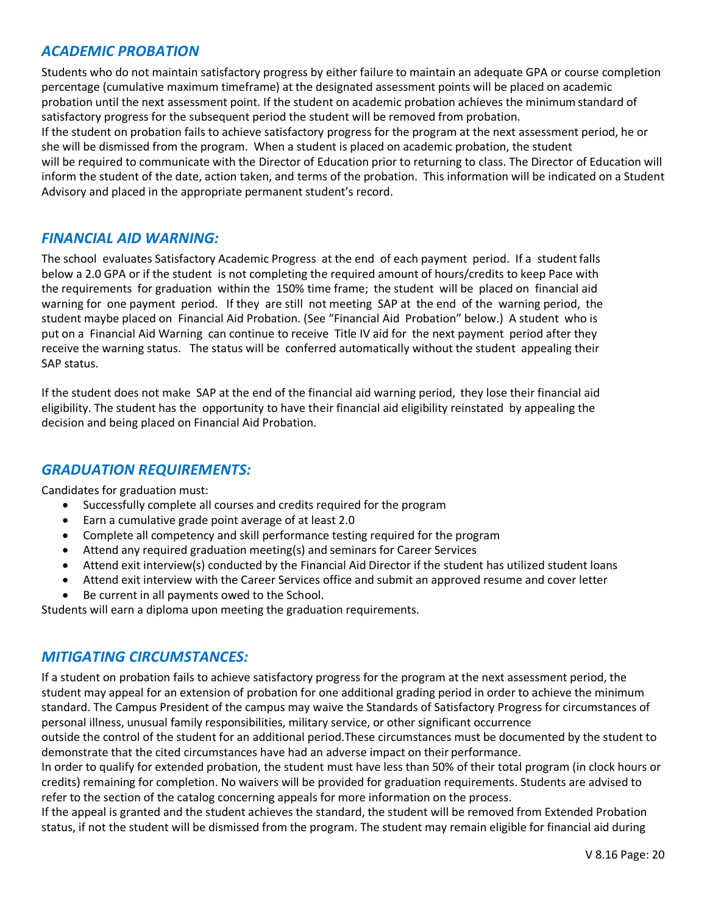## *ACADEMIC PROBATION*

Students who do not maintain satisfactory progress by either failure to maintain an adequate GPA or course completion percentage (cumulative maximum timeframe) at the designated assessment points will be placed on academic probation until the next assessment point. If the student on academic probation achieves the minimum standard of satisfactory progress for the subsequent period the student will be removed from probation.

If the student on probation fails to achieve satisfactory progress for the program at the next assessment period, he or she will be dismissed from the program. When a student is placed on academic probation, the student will be required to communicate with the Director of Education prior to returning to class. The Director of Education will inform the student of the date, action taken, and terms of the probation. This information will be indicated on a Student Advisory and placed in the appropriate permanent student's record.

## *FINANCIAL AID WARNING:*

The school evaluates Satisfactory Academic Progress at the end of each payment period. If a student falls below a 2.0 GPA or if the student is not completing the required amount of hours/credits to keep Pace with the requirements for graduation within the 150% time frame; the student will be placed on financial aid warning for one payment period. If they are still not meeting SAP at the end of the warning period, the student maybe placed on Financial Aid Probation. (See "Financial Aid Probation" below.) A student who is put on a Financial Aid Warning can continue to receive Title IV aid for the next payment period after they receive the warning status. The status will be conferred automatically without the student appealing their SAP status.

If the student does not make SAP at the end of the financial aid warning period, they lose their financial aid eligibility. The student has the opportunity to have their financial aid eligibility reinstated by appealing the decision and being placed on Financial Aid Probation.

## *GRADUATION REQUIREMENTS:*

Candidates for graduation must:

- Successfully complete all courses and credits required for the program
- Earn a cumulative grade point average of at least 2.0
- Complete all competency and skill performance testing required for the program
- Attend any required graduation meeting(s) and seminars for Career Services
- Attend exit interview(s) conducted by the Financial Aid Director if the student has utilized student loans
- Attend exit interview with the Career Services office and submit an approved resume and cover letter
- Be current in all payments owed to the School.

Students will earn a diploma upon meeting the graduation requirements.

## *MITIGATING CIRCUMSTANCES:*

If a student on probation fails to achieve satisfactory progress for the program at the next assessment period, the student may appeal for an extension of probation for one additional grading period in order to achieve the minimum standard. The Campus President of the campus may waive the Standards of Satisfactory Progress for circumstances of personal illness, unusual family responsibilities, military service, or other significant occurrence outside the control of the student for an additional period.These circumstances must be documented by the student to demonstrate that the cited circumstances have had an adverse impact on their performance.

In order to qualify for extended probation, the student must have less than 50% of their total program (in clock hours or credits) remaining for completion. No waivers will be provided for graduation requirements. Students are advised to refer to the section of the catalog concerning appeals for more information on the process.

If the appeal is granted and the student achieves the standard, the student will be removed from Extended Probation status, if not the student will be dismissed from the program. The student may remain eligible for financial aid during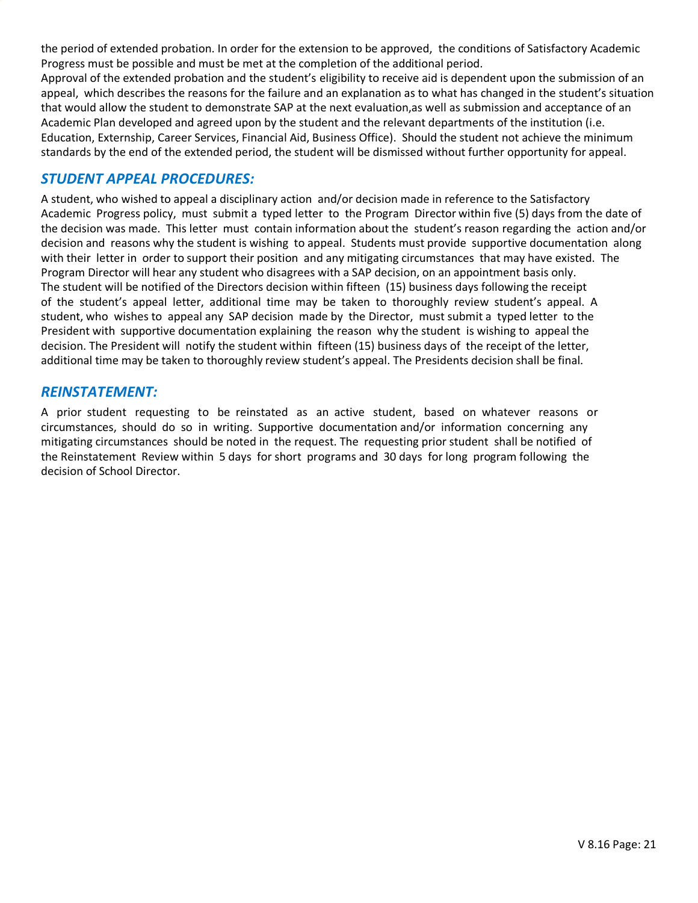the period of extended probation. In order for the extension to be approved, the conditions of Satisfactory Academic Progress must be possible and must be met at the completion of the additional period.

Approval of the extended probation and the student's eligibility to receive aid is dependent upon the submission of an appeal, which describes the reasons for the failure and an explanation as to what has changed in the student's situation that would allow the student to demonstrate SAP at the next evaluation,as well as submission and acceptance of an Academic Plan developed and agreed upon by the student and the relevant departments of the institution (i.e. Education, Externship, Career Services, Financial Aid, Business Office). Should the student not achieve the minimum standards by the end of the extended period, the student will be dismissed without further opportunity for appeal.

## *STUDENT APPEAL PROCEDURES:*

A student, who wished to appeal a disciplinary action and/or decision made in reference to the Satisfactory Academic Progress policy, must submit a typed letter to the Program Director within five (5) days from the date of the decision was made. This letter must contain information about the student's reason regarding the action and/or decision and reasons why the student is wishing to appeal. Students must provide supportive documentation along with their letter in order to support their position and any mitigating circumstances that may have existed. The Program Director will hear any student who disagrees with a SAP decision, on an appointment basis only.

The student will be notified of the Directors decision within fifteen (15) business days following the receipt of the student's appeal letter, additional time may be taken to thoroughly review student's appeal. A student, who wishes to appeal any SAP decision made by the Director, must submit a typed letter to the President with supportive documentation explaining the reason why the student is wishing to appeal the decision. The President will notify the student within fifteen (15) business days of the receipt of the letter, additional time may be taken to thoroughly review student's appeal. The Presidents decision shall be final.

## *REINSTATEMENT:*

A prior student requesting to be reinstated as an active student, based on whatever reasons or circumstances, should do so in writing. Supportive documentation and/or information concerning any mitigating circumstances should be noted in the request. The requesting prior student shall be notified of the Reinstatement Review within 5 days for short programs and 30 days for long program following the decision of School Director.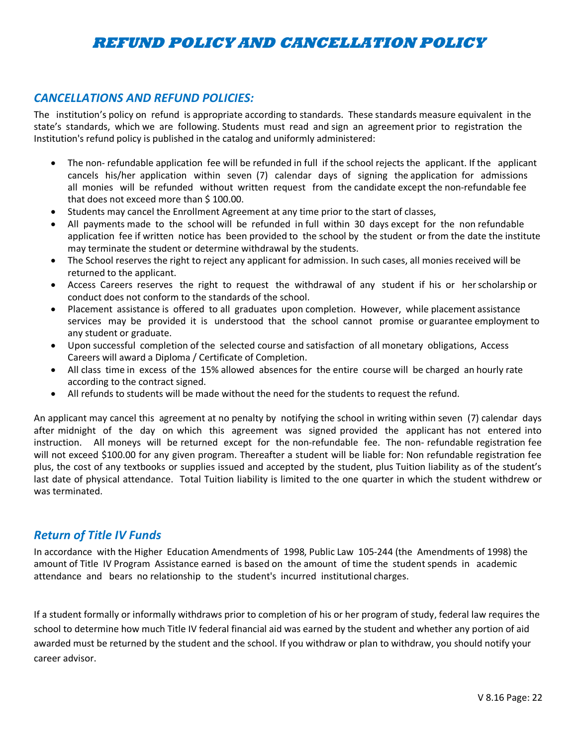# REFUND POLICY AND CANCELLATION POLICY

## *CANCELLATIONS AND REFUND POLICIES:*

The institution's policy on refund is appropriate according to standards. These standards measure equivalent in the state's standards, which we are following. Students must read and sign an agreement prior to registration the Institution's refund policy is published in the catalog and uniformly administered:

- The non- refundable application fee will be refunded in full if the school rejects the applicant. If the applicant cancels his/her application within seven (7) calendar days of signing the application for admissions all monies will be refunded without written request from the candidate except the non-refundable fee that does not exceed more than $ 100.00.
- Students may cancel the Enrollment Agreement at any time prior to the start of classes,
- All payments made to the school will be refunded in full within 30 days except for the non refundable application fee if written notice has been provided to the school by the student or from the date the institute may terminate the student or determine withdrawal by the students.
- The School reserves the right to reject any applicant for admission. In such cases, all monies received will be returned to the applicant.
- Access Careers reserves the right to request the withdrawal of any student if his or her scholarship or conduct does not conform to the standards of the school.
- Placement assistance is offered to all graduates upon completion. However, while placement assistance services may be provided it is understood that the school cannot promise or guarantee employment to any student or graduate.
- Upon successful completion of the selected course and satisfaction of all monetary obligations, Access Careers will award a Diploma / Certificate of Completion.
- All class time in excess of the 15% allowed absences for the entire course will be charged an hourly rate according to the contract signed.
- All refunds to students will be made without the need for the students to request the refund.

An applicant may cancel this agreement at no penalty by notifying the school in writing within seven (7) calendar days after midnight of the day on which this agreement was signed provided the applicant has not entered into instruction. All moneys will be returned except for the non-refundable fee. The non- refundable registration fee will not exceed $100.00 for any given program. Thereafter a student will be liable for: Non refundable registration fee plus, the cost of any textbooks or supplies issued and accepted by the student, plus Tuition liability as of the student's last date of physical attendance. Total Tuition liability is limited to the one quarter in which the student withdrew or was terminated.

## *Return of Title IV Funds*

In accordance with the Higher Education Amendments of 1998, Public Law 105-244 (the Amendments of 1998) the amount of Title IV Program Assistance earned is based on the amount of time the student spends in academic attendance and bears no relationship to the student's incurred institutional charges.

If a student formally or informally withdraws prior to completion of his or her program of study, federal law requires the school to determine how much Title IV federal financial aid was earned by the student and whether any portion of aid awarded must be returned by the student and the school. If you withdraw or plan to withdraw, you should notify your career advisor.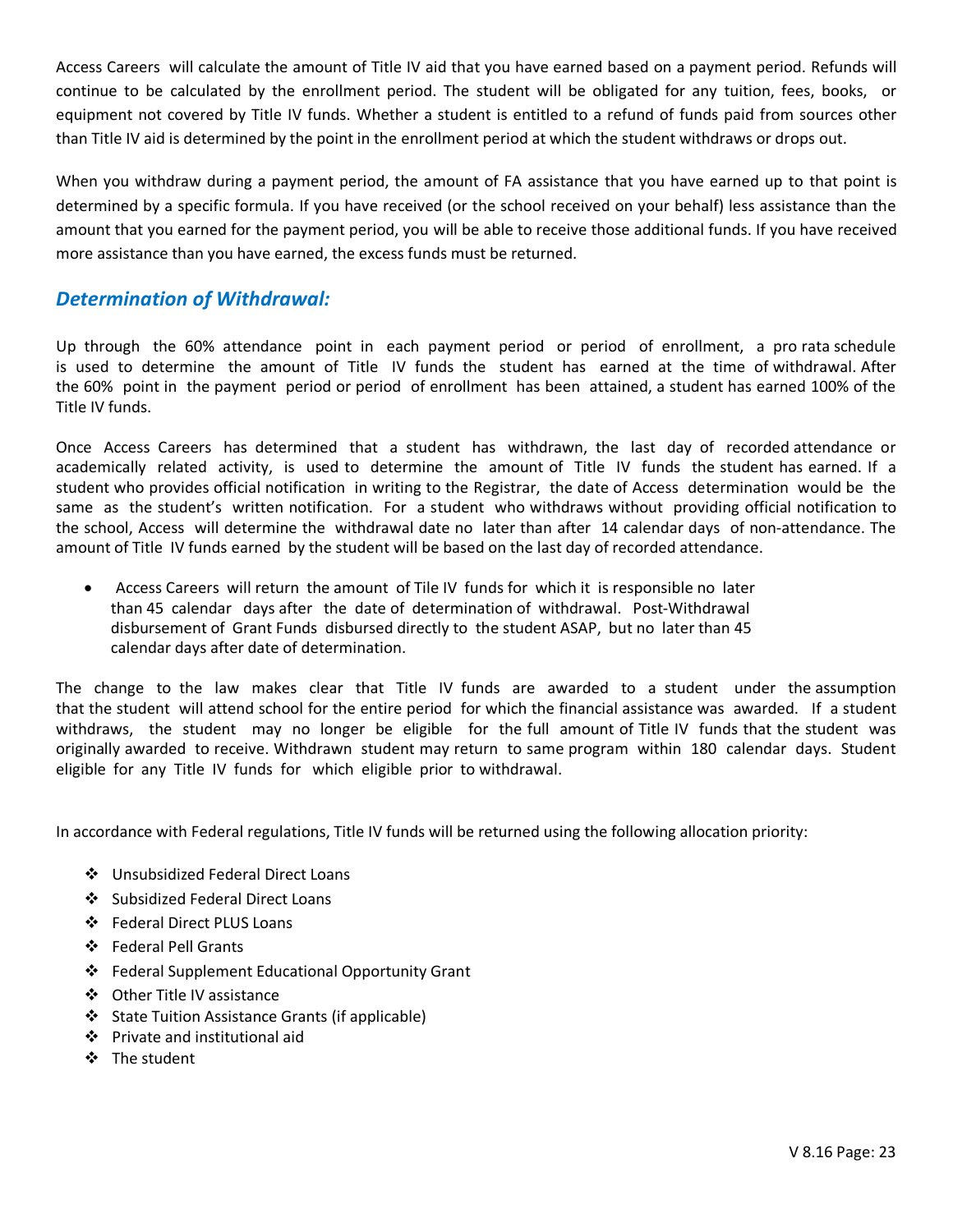Access Careers will calculate the amount of Title IV aid that you have earned based on a payment period. Refunds will continue to be calculated by the enrollment period. The student will be obligated for any tuition, fees, books, or equipment not covered by Title IV funds. Whether a student is entitled to a refund of funds paid from sources other than Title IV aid is determined by the point in the enrollment period at which the student withdraws or drops out.

When you withdraw during a payment period, the amount of FA assistance that you have earned up to that point is determined by a specific formula. If you have received (or the school received on your behalf) less assistance than the amount that you earned for the payment period, you will be able to receive those additional funds. If you have received more assistance than you have earned, the excess funds must be returned.

## *Determination of Withdrawal:*

Up through the 60% attendance point in each payment period or period of enrollment, a pro rata schedule is used to determine the amount of Title IV funds the student has earned at the time of withdrawal. After the 60% point in the payment period or period of enrollment has been attained, a student has earned 100% of the Title IV funds.

Once Access Careers has determined that a student has withdrawn, the last day of recorded attendance or academically related activity, is used to determine the amount of Title IV funds the student has earned. If a student who provides official notification in writing to the Registrar, the date of Access determination would be the same as the student's written notification. For a student who withdraws without providing official notification to the school, Access will determine the withdrawal date no later than after 14 calendar days of non-attendance. The amount of Title IV funds earned by the student will be based on the last day of recorded attendance.

- Access Careers will return the amount of Tile IV funds for which it is responsible no later than 45 calendar days after the date of determination of withdrawal. Post-Withdrawal disbursement of Grant Funds disbursed directly to the student ASAP, but no later than 45 calendar days after date of determination.

The change to the law makes clear that Title IV funds are awarded to a student under the assumption that the student will attend school for the entire period for which the financial assistance was awarded. If a student withdraws, the student may no longer be eligible for the full amount of Title IV funds that the student was originally awarded to receive. Withdrawn student may return to same program within 180 calendar days. Student eligible for any Title IV funds for which eligible prior to withdrawal.

In accordance with Federal regulations, Title IV funds will be returned using the following allocation priority:

- Unsubsidized Federal Direct Loans
- Subsidized Federal Direct Loans
- Federal Direct PLUS Loans
- Federal Pell Grants
- Federal Supplement Educational Opportunity Grant
- Other Title IV assistance
- State Tuition Assistance Grants (if applicable)
- Private and institutional aid
- The student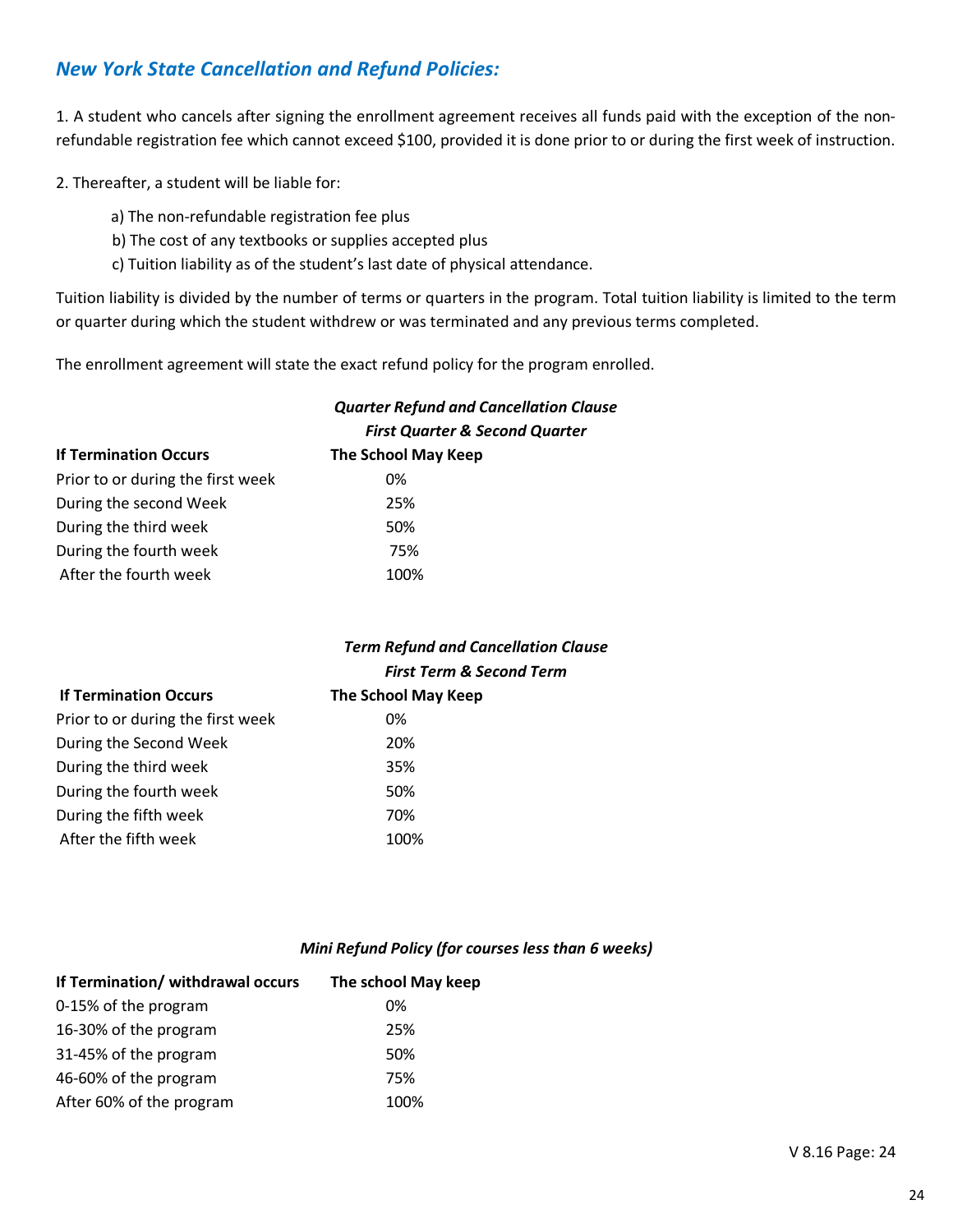## *New York State Cancellation and Refund Policies:*

1. A student who cancels after signing the enrollment agreement receives all funds paid with the exception of the non-refundable registration fee which cannot exceed $100, provided it is done prior to or during the first week of instruction.

2. Thereafter, a student will be liable for:

   a) The non-refundable registration fee plus
   b) The cost of any textbooks or supplies accepted plus
   c) Tuition liability as of the student's last date of physical attendance.

Tuition liability is divided by the number of terms or quarters in the program. Total tuition liability is limited to the term or quarter during which the student withdrew or was terminated and any previous terms completed.

The enrollment agreement will state the exact refund policy for the program enrolled.

***Quarter Refund and Cancellation Clause***
***First Quarter & Second Quarter***

| If Termination Occurs | The School May Keep |
|---|---|
| Prior to or during the first week | 0% |
| During the second Week | 25% |
| During the third week | 50% |
| During the fourth week | 75% |
| After the fourth week | 100% |

***Term Refund and Cancellation Clause***
***First Term & Second Term***

| If Termination Occurs | The School May Keep |
|---|---|
| Prior to or during the first week | 0% |
| During the Second Week | 20% |
| During the third week | 35% |
| During the fourth week | 50% |
| During the fifth week | 70% |
| After the fifth week | 100% |

***Mini Refund Policy (for courses less than 6 weeks)***

| If Termination/ withdrawal occurs | The school May keep |
|---|---|
| 0-15% of the program | 0% |
| 16-30% of the program | 25% |
| 31-45% of the program | 50% |
| 46-60% of the program | 75% |
| After 60% of the program | 100% |

V 8.16 Page: 24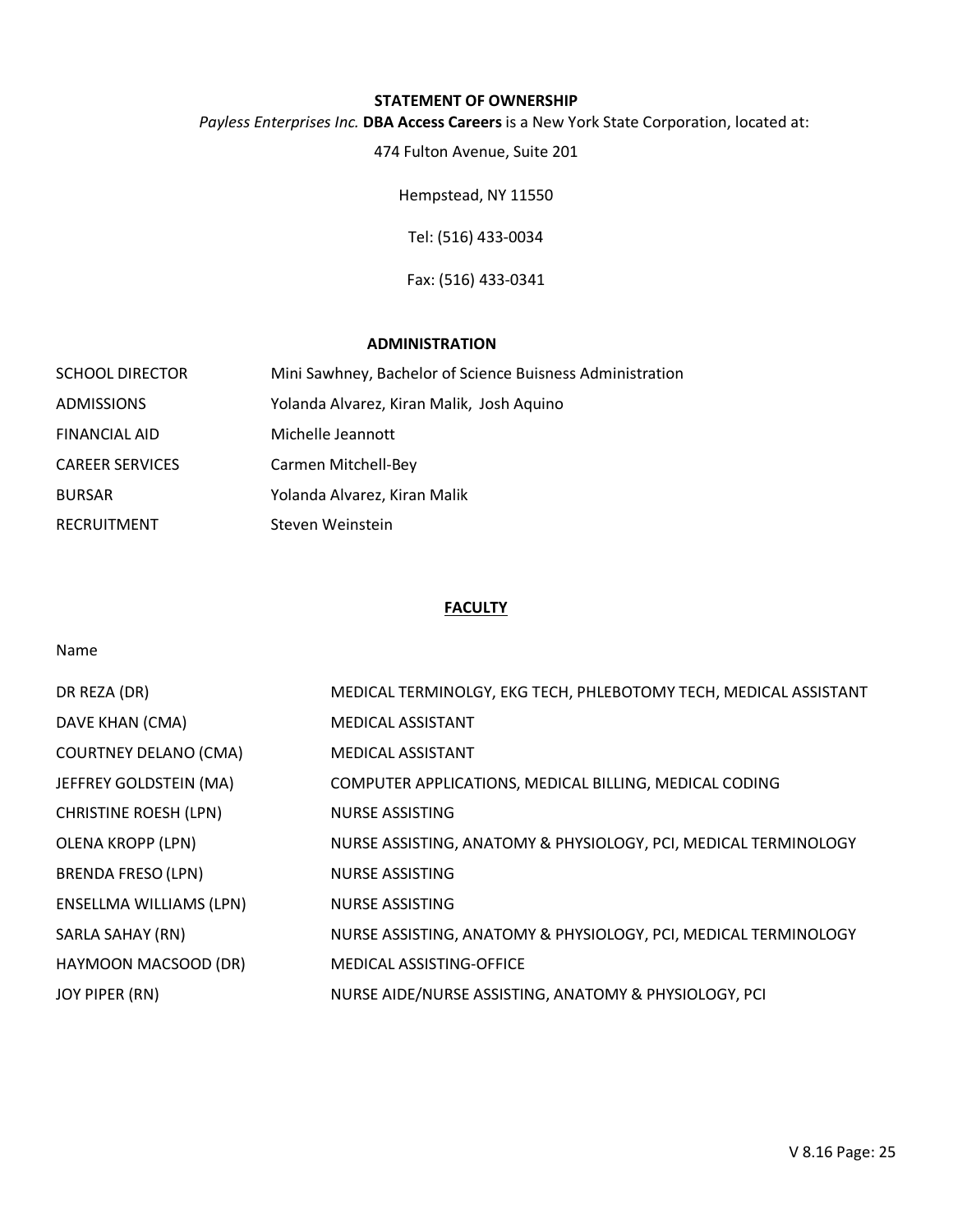## STATEMENT OF OWNERSHIP

*Payless Enterprises Inc.* **DBA Access Careers** is a New York State Corporation, located at:

474 Fulton Avenue, Suite 201

Hempstead, NY 11550

Tel: (516) 433-0034

Fax: (516) 433-0341

## ADMINISTRATION

| | |
|---|---|
| SCHOOL DIRECTOR | Mini Sawhney, Bachelor of Science Buisness Administration |
| ADMISSIONS | Yolanda Alvarez, Kiran Malik, Josh Aquino |
| FINANCIAL AID | Michelle Jeannott |
| CAREER SERVICES | Carmen Mitchell-Bey |
| BURSAR | Yolanda Alvarez, Kiran Malik |
| RECRUITMENT | Steven Weinstein |

## FACULTY

| Name | |
|---|---|
| DR REZA (DR) | MEDICAL TERMINOLGY, EKG TECH, PHLEBOTOMY TECH, MEDICAL ASSISTANT |
| DAVE KHAN (CMA) | MEDICAL ASSISTANT |
| COURTNEY DELANO (CMA) | MEDICAL ASSISTANT |
| JEFFREY GOLDSTEIN (MA) | COMPUTER APPLICATIONS, MEDICAL BILLING, MEDICAL CODING |
| CHRISTINE ROESH (LPN) | NURSE ASSISTING |
| OLENA KROPP (LPN) | NURSE ASSISTING, ANATOMY & PHYSIOLOGY, PCI, MEDICAL TERMINOLOGY |
| BRENDA FRESO (LPN) | NURSE ASSISTING |
| ENSELLMA WILLIAMS (LPN) | NURSE ASSISTING |
| SARLA SAHAY (RN) | NURSE ASSISTING, ANATOMY & PHYSIOLOGY, PCI, MEDICAL TERMINOLOGY |
| HAYMOON MACSOOD (DR) | MEDICAL ASSISTING-OFFICE |
| JOY PIPER (RN) | NURSE AIDE/NURSE ASSISTING, ANATOMY & PHYSIOLOGY, PCI |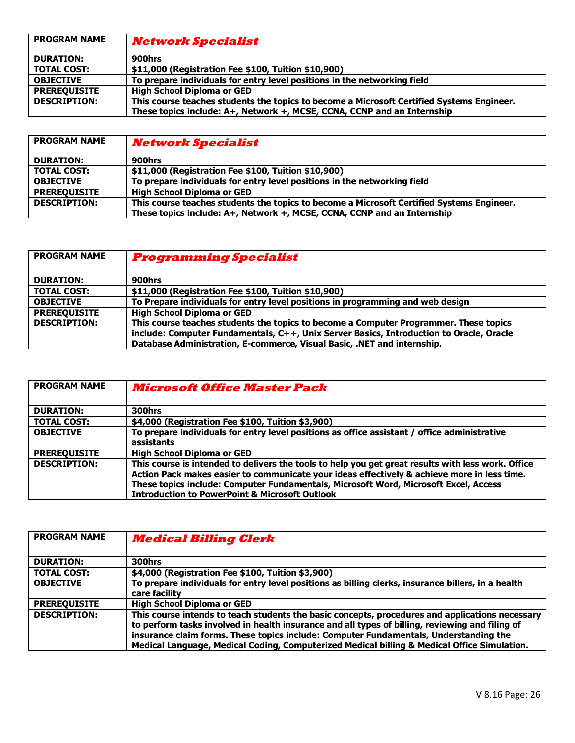| PROGRAM NAME | ***Network Specialist*** |
|---|---|
| **DURATION:** | **900hrs** |
| **TOTAL COST:** | **$11,000 (Registration Fee $100, Tuition $10,900)** |
| **OBJECTIVE** | **To prepare individuals for entry level positions in the networking field** |
| **PREREQUISITE** | **High School Diploma or GED** |
| **DESCRIPTION:** | **This course teaches students the topics to become a Microsoft Certified Systems Engineer. These topics include: A+, Network +, MCSE, CCNA, CCNP and an Internship** |

| PROGRAM NAME | ***Network Specialist*** |
|---|---|
| **DURATION:** | **900hrs** |
| **TOTAL COST:** | **$11,000 (Registration Fee $100, Tuition $10,900)** |
| **OBJECTIVE** | **To prepare individuals for entry level positions in the networking field** |
| **PREREQUISITE** | **High School Diploma or GED** |
| **DESCRIPTION:** | **This course teaches students the topics to become a Microsoft Certified Systems Engineer. These topics include: A+, Network +, MCSE, CCNA, CCNP and an Internship** |

| PROGRAM NAME | ***Programming Specialist*** |
|---|---|
| **DURATION:** | **900hrs** |
| **TOTAL COST:** | **$11,000 (Registration Fee $100, Tuition $10,900)** |
| **OBJECTIVE** | **To Prepare individuals for entry level positions in programming and web design** |
| **PREREQUISITE** | **High School Diploma or GED** |
| **DESCRIPTION:** | **This course teaches students the topics to become a Computer Programmer. These topics include: Computer Fundamentals, C++, Unix Server Basics, Introduction to Oracle, Oracle Database Administration, E-commerce, Visual Basic, .NET and internship.** |

| PROGRAM NAME | ***Microsoft Office Master Pack*** |
|---|---|
| **DURATION:** | **300hrs** |
| **TOTAL COST:** | **$4,000 (Registration Fee $100, Tuition $3,900)** |
| **OBJECTIVE** | **To prepare individuals for entry level positions as office assistant / office administrative assistants** |
| **PREREQUISITE** | **High School Diploma or GED** |
| **DESCRIPTION:** | **This course is intended to delivers the tools to help you get great results with less work. Office Action Pack makes easier to communicate your ideas effectively & achieve more in less time. These topics include: Computer Fundamentals, Microsoft Word, Microsoft Excel, Access Introduction to PowerPoint & Microsoft Outlook** |

| PROGRAM NAME | ***Medical Billing Clerk*** |
|---|---|
| **DURATION:** | **300hrs** |
| **TOTAL COST:** | **$4,000 (Registration Fee $100, Tuition $3,900)** |
| **OBJECTIVE** | **To prepare individuals for entry level positions as billing clerks, insurance billers, in a health care facility** |
| **PREREQUISITE** | **High School Diploma or GED** |
| **DESCRIPTION:** | **This course intends to teach students the basic concepts, procedures and applications necessary to perform tasks involved in health insurance and all types of billing, reviewing and filing of insurance claim forms. These topics include: Computer Fundamentals, Understanding the Medical Language, Medical Coding, Computerized Medical billing & Medical Office Simulation.** |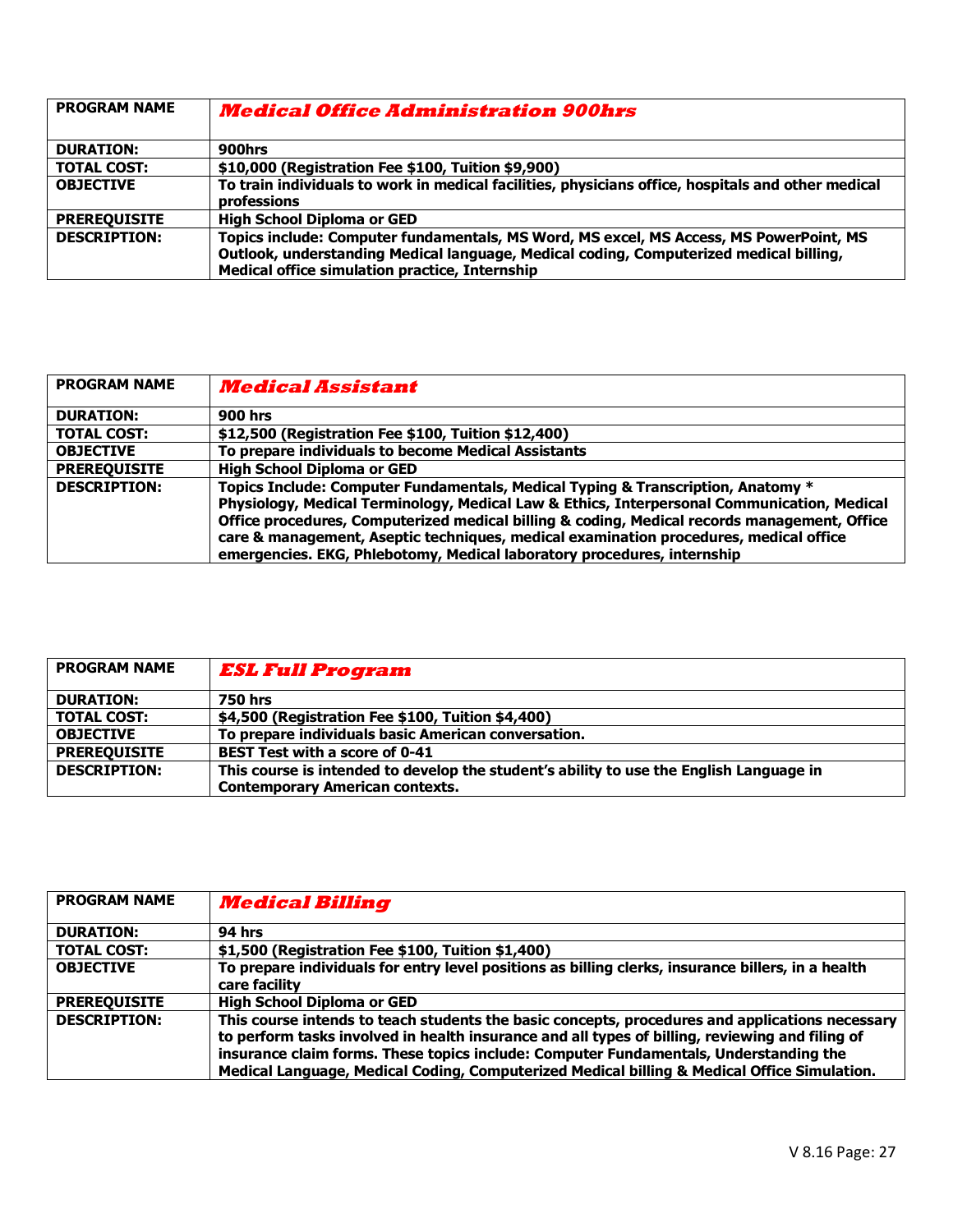| PROGRAM NAME | ***Medical Office Administration 900hrs*** |
|---|---|
| **DURATION:** | **900hrs** |
| **TOTAL COST:** | **$10,000 (Registration Fee $100, Tuition $9,900)** |
| **OBJECTIVE** | **To train individuals to work in medical facilities, physicians office, hospitals and other medical professions** |
| **PREREQUISITE** | **High School Diploma or GED** |
| **DESCRIPTION:** | **Topics include: Computer fundamentals, MS Word, MS excel, MS Access, MS PowerPoint, MS Outlook, understanding Medical language, Medical coding, Computerized medical billing, Medical office simulation practice, Internship** |

| PROGRAM NAME | ***Medical Assistant*** |
|---|---|
| **DURATION:** | **900 hrs** |
| **TOTAL COST:** | **$12,500 (Registration Fee $100, Tuition $12,400)** |
| **OBJECTIVE** | **To prepare individuals to become Medical Assistants** |
| **PREREQUISITE** | **High School Diploma or GED** |
| **DESCRIPTION:** | **Topics Include: Computer Fundamentals, Medical Typing & Transcription, Anatomy * Physiology, Medical Terminology, Medical Law & Ethics, Interpersonal Communication, Medical Office procedures, Computerized medical billing & coding, Medical records management, Office care & management, Aseptic techniques, medical examination procedures, medical office emergencies. EKG, Phlebotomy, Medical laboratory procedures, internship** |

| PROGRAM NAME | ***ESL Full Program*** |
|---|---|
| **DURATION:** | **750 hrs** |
| **TOTAL COST:** | **$4,500 (Registration Fee $100, Tuition $4,400)** |
| **OBJECTIVE** | **To prepare individuals basic American conversation.** |
| **PREREQUISITE** | **BEST Test with a score of 0-41** |
| **DESCRIPTION:** | **This course is intended to develop the student's ability to use the English Language in Contemporary American contexts.** |

| PROGRAM NAME | ***Medical Billing*** |
|---|---|
| **DURATION:** | **94 hrs** |
| **TOTAL COST:** | **$1,500 (Registration Fee $100, Tuition $1,400)** |
| **OBJECTIVE** | **To prepare individuals for entry level positions as billing clerks, insurance billers, in a health care facility** |
| **PREREQUISITE** | **High School Diploma or GED** |
| **DESCRIPTION:** | **This course intends to teach students the basic concepts, procedures and applications necessary to perform tasks involved in health insurance and all types of billing, reviewing and filing of insurance claim forms. These topics include: Computer Fundamentals, Understanding the Medical Language, Medical Coding, Computerized Medical billing & Medical Office Simulation.** |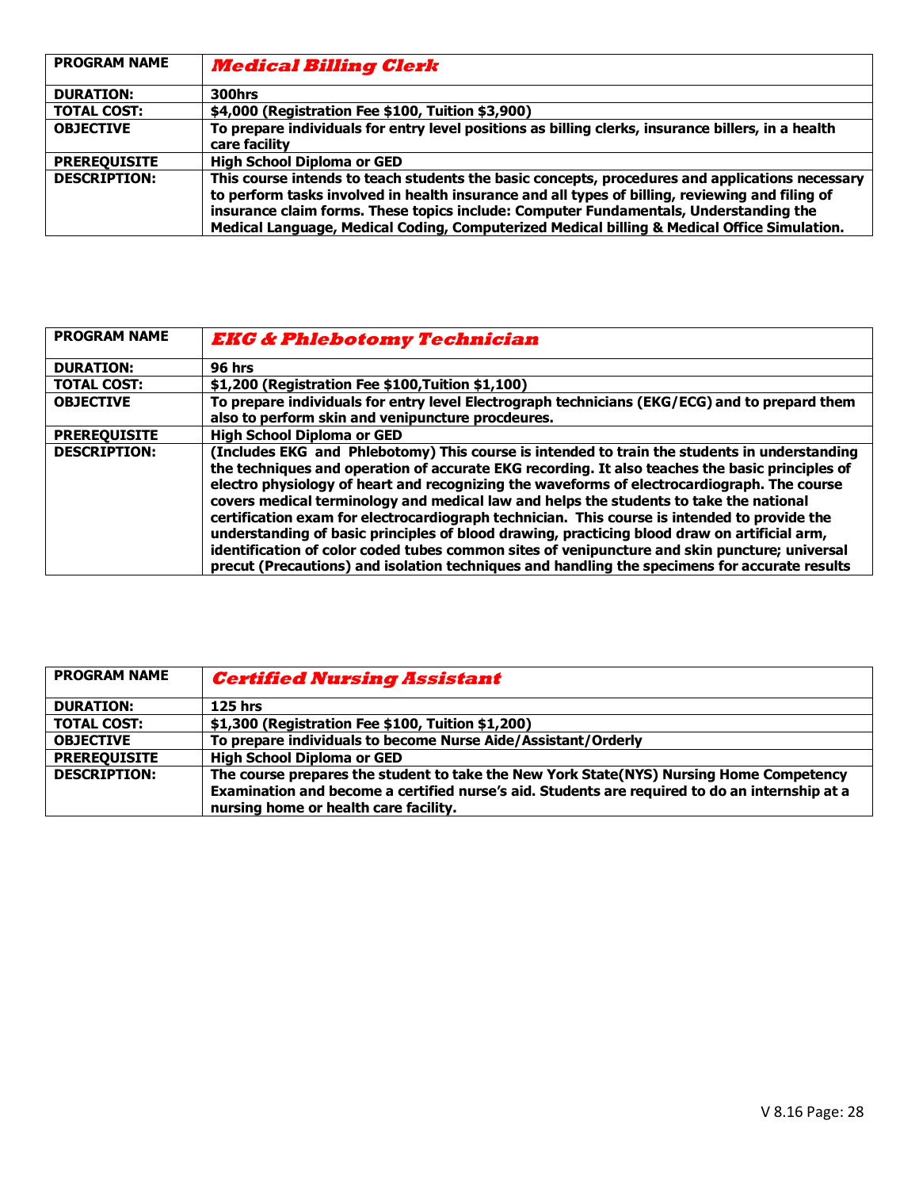| PROGRAM NAME | ***Medical Billing Clerk*** |
| --- | --- |
| **DURATION:** | **300hrs** |
| **TOTAL COST:** | **$4,000 (Registration Fee $100, Tuition $3,900)** |
| **OBJECTIVE** | **To prepare individuals for entry level positions as billing clerks, insurance billers, in a health care facility** |
| **PREREQUISITE** | **High School Diploma or GED** |
| **DESCRIPTION:** | **This course intends to teach students the basic concepts, procedures and applications necessary to perform tasks involved in health insurance and all types of billing, reviewing and filing of insurance claim forms. These topics include: Computer Fundamentals, Understanding the Medical Language, Medical Coding, Computerized Medical billing & Medical Office Simulation.** |

| PROGRAM NAME | ***EKG & Phlebotomy Technician*** |
| --- | --- |
| **DURATION:** | **96 hrs** |
| **TOTAL COST:** | **$1,200 (Registration Fee $100,Tuition $1,100)** |
| **OBJECTIVE** | **To prepare individuals for entry level Electrograph technicians (EKG/ECG) and to prepard them also to perform skin and venipuncture procdeures.** |
| **PREREQUISITE** | **High School Diploma or GED** |
| **DESCRIPTION:** | **(Includes EKG and Phlebotomy) This course is intended to train the students in understanding the techniques and operation of accurate EKG recording. It also teaches the basic principles of electro physiology of heart and recognizing the waveforms of electrocardiograph. The course covers medical terminology and medical law and helps the students to take the national certification exam for electrocardiograph technician. This course is intended to provide the understanding of basic principles of blood drawing, practicing blood draw on artificial arm, identification of color coded tubes common sites of venipuncture and skin puncture; universal precut (Precautions) and isolation techniques and handling the specimens for accurate results** |

| PROGRAM NAME | ***Certified Nursing Assistant*** |
| --- | --- |
| **DURATION:** | **125 hrs** |
| **TOTAL COST:** | **$1,300 (Registration Fee $100, Tuition $1,200)** |
| **OBJECTIVE** | **To prepare individuals to become Nurse Aide/Assistant/Orderly** |
| **PREREQUISITE** | **High School Diploma or GED** |
| **DESCRIPTION:** | **The course prepares the student to take the New York State(NYS) Nursing Home Competency Examination and become a certified nurse's aid. Students are required to do an internship at a nursing home or health care facility.** |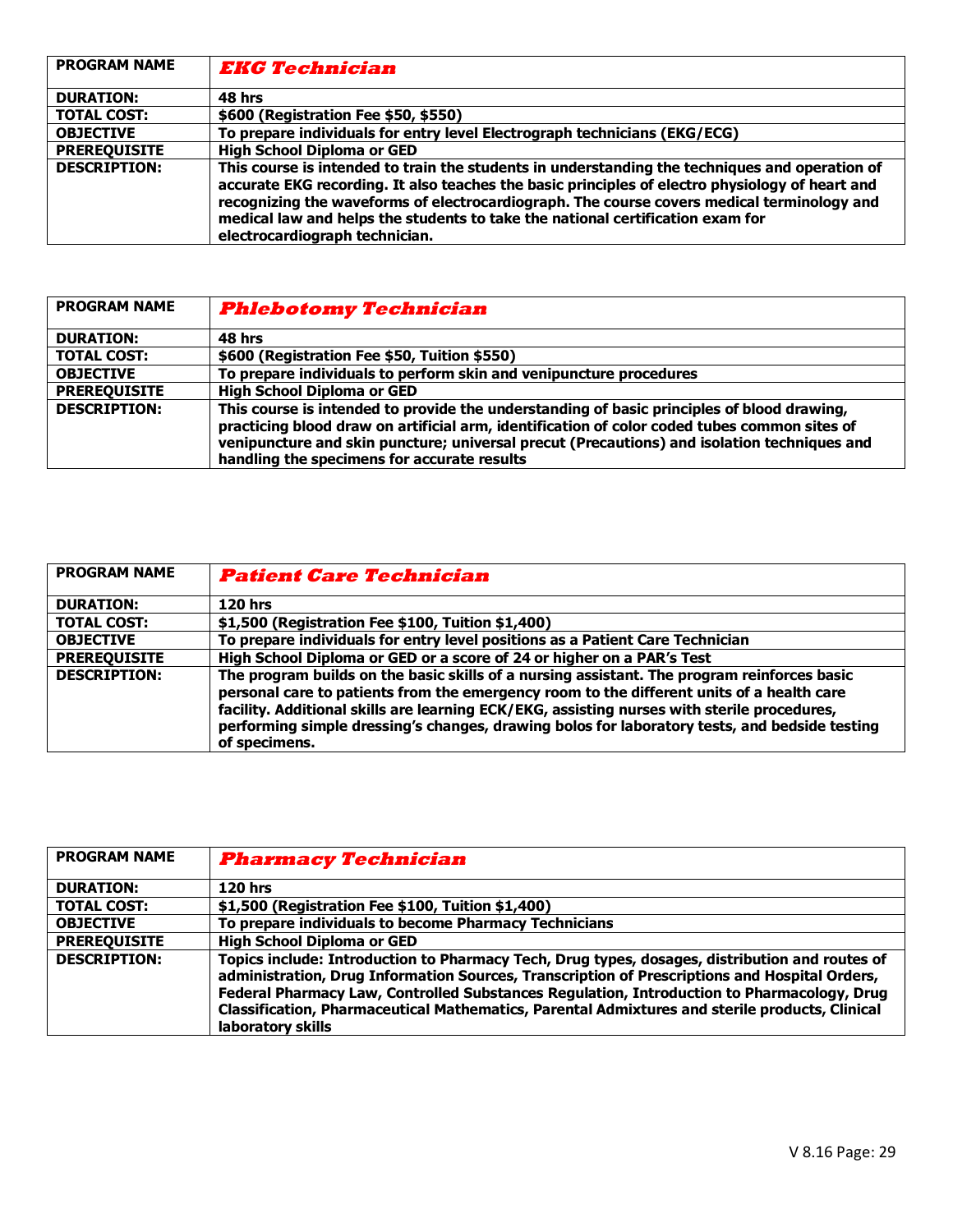| PROGRAM NAME | ***EKG Technician*** |
| --- | --- |
| **DURATION:** | **48 hrs** |
| **TOTAL COST:** | **$600 (Registration Fee $50, $550)** |
| **OBJECTIVE** | **To prepare individuals for entry level Electrograph technicians (EKG/ECG)** |
| **PREREQUISITE** | **High School Diploma or GED** |
| **DESCRIPTION:** | **This course is intended to train the students in understanding the techniques and operation of accurate EKG recording. It also teaches the basic principles of electro physiology of heart and recognizing the waveforms of electrocardiograph. The course covers medical terminology and medical law and helps the students to take the national certification exam for electrocardiograph technician.** |

| PROGRAM NAME | ***Phlebotomy Technician*** |
| --- | --- |
| **DURATION:** | **48 hrs** |
| **TOTAL COST:** | **$600 (Registration Fee $50, Tuition $550)** |
| **OBJECTIVE** | **To prepare individuals to perform skin and venipuncture procedures** |
| **PREREQUISITE** | **High School Diploma or GED** |
| **DESCRIPTION:** | **This course is intended to provide the understanding of basic principles of blood drawing, practicing blood draw on artificial arm, identification of color coded tubes common sites of venipuncture and skin puncture; universal precut (Precautions) and isolation techniques and handling the specimens for accurate results** |

| PROGRAM NAME | ***Patient Care Technician*** |
| --- | --- |
| **DURATION:** | **120 hrs** |
| **TOTAL COST:** | **$1,500 (Registration Fee $100, Tuition $1,400)** |
| **OBJECTIVE** | **To prepare individuals for entry level positions as a Patient Care Technician** |
| **PREREQUISITE** | **High School Diploma or GED or a score of 24 or higher on a PAR's Test** |
| **DESCRIPTION:** | **The program builds on the basic skills of a nursing assistant. The program reinforces basic personal care to patients from the emergency room to the different units of a health care facility. Additional skills are learning ECK/EKG, assisting nurses with sterile procedures, performing simple dressing's changes, drawing bolos for laboratory tests, and bedside testing of specimens.** |

| PROGRAM NAME | ***Pharmacy Technician*** |
| --- | --- |
| **DURATION:** | **120 hrs** |
| **TOTAL COST:** | **$1,500 (Registration Fee $100, Tuition $1,400)** |
| **OBJECTIVE** | **To prepare individuals to become Pharmacy Technicians** |
| **PREREQUISITE** | **High School Diploma or GED** |
| **DESCRIPTION:** | **Topics include: Introduction to Pharmacy Tech, Drug types, dosages, distribution and routes of administration, Drug Information Sources, Transcription of Prescriptions and Hospital Orders, Federal Pharmacy Law, Controlled Substances Regulation, Introduction to Pharmacology, Drug Classification, Pharmaceutical Mathematics, Parental Admixtures and sterile products, Clinical laboratory skills** |

V 8.16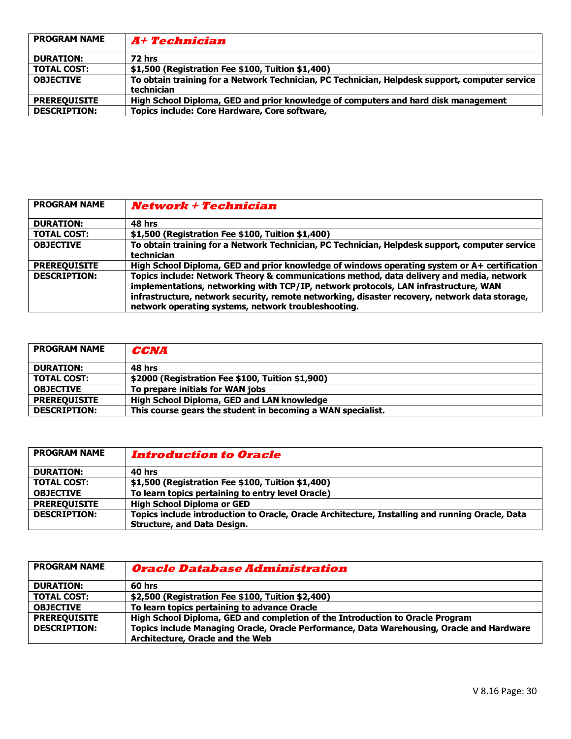| PROGRAM NAME | ***A+ Technician*** |
|---|---|
| **DURATION:** | **72 hrs** |
| **TOTAL COST:** | **$1,500 (Registration Fee $100, Tuition $1,400)** |
| **OBJECTIVE** | **To obtain training for a Network Technician, PC Technician, Helpdesk support, computer service technician** |
| **PREREQUISITE** | **High School Diploma, GED and prior knowledge of computers and hard disk management** |
| **DESCRIPTION:** | **Topics include: Core Hardware, Core software,** |

| PROGRAM NAME | ***Network + Technician*** |
|---|---|
| **DURATION:** | **48 hrs** |
| **TOTAL COST:** | **$1,500 (Registration Fee $100, Tuition $1,400)** |
| **OBJECTIVE** | **To obtain training for a Network Technician, PC Technician, Helpdesk support, computer service technician** |
| **PREREQUISITE** | **High School Diploma, GED and prior knowledge of windows operating system or A+ certification** |
| **DESCRIPTION:** | **Topics include: Network Theory & communications method, data delivery and media, network implementations, networking with TCP/IP, network protocols, LAN infrastructure, WAN infrastructure, network security, remote networking, disaster recovery, network data storage, network operating systems, network troubleshooting.** |

| PROGRAM NAME | ***CCNA*** |
|---|---|
| **DURATION:** | **48 hrs** |
| **TOTAL COST:** | **$2000 (Registration Fee $100, Tuition $1,900)** |
| **OBJECTIVE** | **To prepare initials for WAN jobs** |
| **PREREQUISITE** | **High School Diploma, GED and LAN knowledge** |
| **DESCRIPTION:** | **This course gears the student in becoming a WAN specialist.** |

| PROGRAM NAME | ***Introduction to Oracle*** |
|---|---|
| **DURATION:** | **40 hrs** |
| **TOTAL COST:** | **$1,500 (Registration Fee $100, Tuition $1,400)** |
| **OBJECTIVE** | **To learn topics pertaining to entry level Oracle)** |
| **PREREQUISITE** | **High School Diploma or GED** |
| **DESCRIPTION:** | **Topics include introduction to Oracle, Oracle Architecture, Installing and running Oracle, Data Structure, and Data Design.** |

| PROGRAM NAME | ***Oracle Database Administration*** |
|---|---|
| **DURATION:** | **60 hrs** |
| **TOTAL COST:** | **$2,500 (Registration Fee $100, Tuition $2,400)** |
| **OBJECTIVE** | **To learn topics pertaining to advance Oracle** |
| **PREREQUISITE** | **High School Diploma, GED and completion of the Introduction to Oracle Program** |
| **DESCRIPTION:** | **Topics include Managing Oracle, Oracle Performance, Data Warehousing, Oracle and Hardware Architecture, Oracle and the Web** |